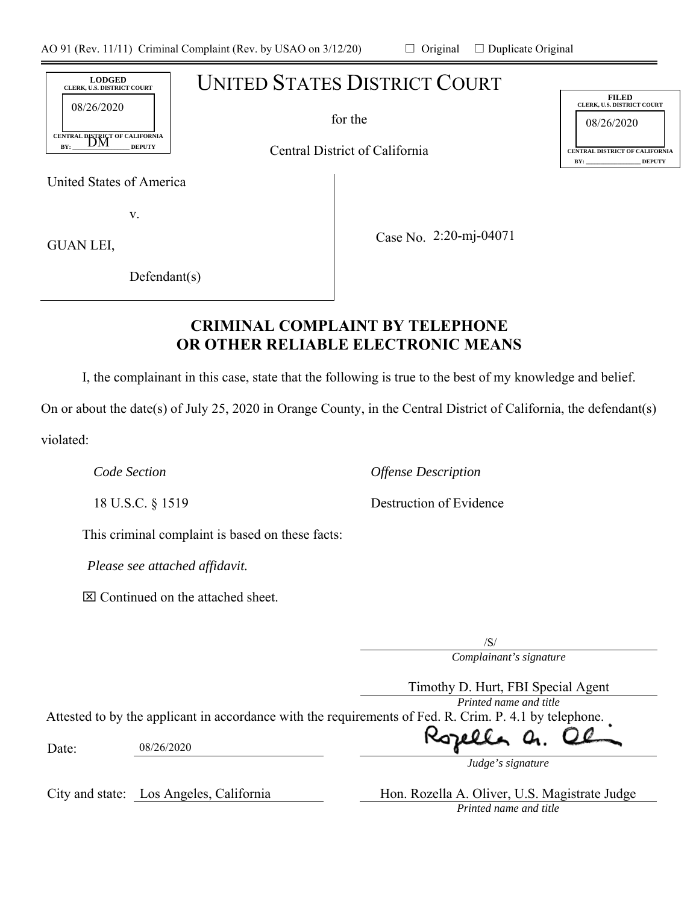AO 91 (Rev. 11/11) Criminal Complaint (Rev. by USAO on 3/12/20) ☐ Original ☐ Duplicate Original

LODGED
CLERK, U.S. DISTRICT COURT
08/26/2020
CENTRAL DISTRICT OF CALIFORNIA
BY: DM DEPUTY

# UNITED STATES DISTRICT COURT

for the

Central District of California

FILED
CLERK, U.S. DISTRICT COURT
08/26/2020
CENTRAL DISTRICT OF CALIFORNIA
BY: ________ DEPUTY

United States of America

v.

GUAN LEI,

Defendant(s)

Case No. 2:20-mj-04071

## CRIMINAL COMPLAINT BY TELEPHONE OR OTHER RELIABLE ELECTRONIC MEANS

I, the complainant in this case, state that the following is true to the best of my knowledge and belief. On or about the date(s) of July 25, 2020 in Orange County, in the Central District of California, the defendant(s) violated:

| *Code Section* | *Offense Description* |
|---|---|
| 18 U.S.C. § 1519 | Destruction of Evidence |

This criminal complaint is based on these facts:

*Please see attached affidavit.*

☒ Continued on the attached sheet.

/S/
*Complainant's signature*

Timothy D. Hurt, FBI Special Agent
*Printed name and title*

Attested to by the applicant in accordance with the requirements of Fed. R. Crim. P. 4.1 by telephone.

Date: 08/26/2020

Rozella A. Oliver
*Judge's signature*

City and state: Los Angeles, California

Hon. Rozella A. Oliver, U.S. Magistrate Judge
*Printed name and title*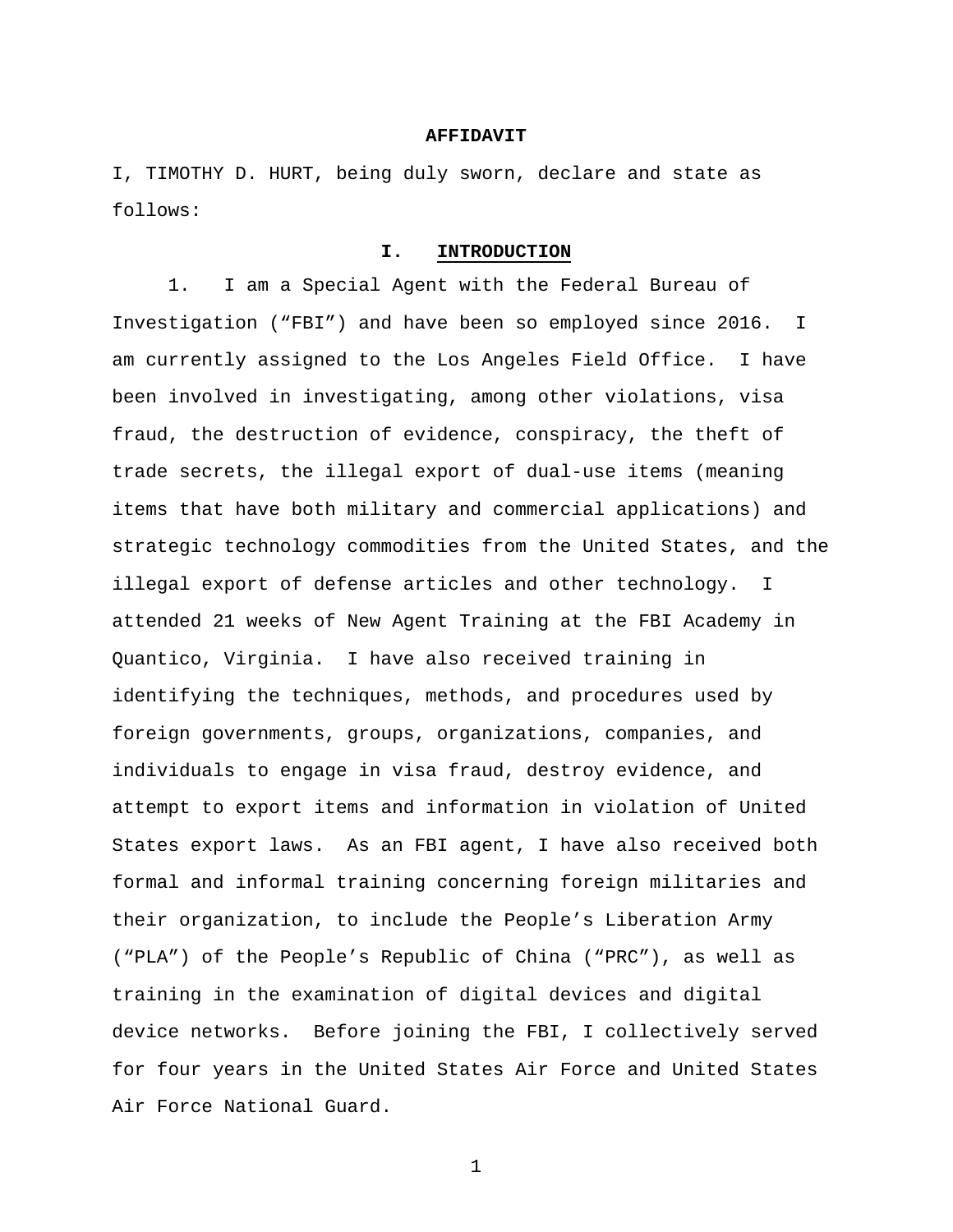# AFFIDAVIT

I, TIMOTHY D. HURT, being duly sworn, declare and state as follows:

## I. INTRODUCTION

1. I am a Special Agent with the Federal Bureau of Investigation ("FBI") and have been so employed since 2016. I am currently assigned to the Los Angeles Field Office. I have been involved in investigating, among other violations, visa fraud, the destruction of evidence, conspiracy, the theft of trade secrets, the illegal export of dual-use items (meaning items that have both military and commercial applications) and strategic technology commodities from the United States, and the illegal export of defense articles and other technology. I attended 21 weeks of New Agent Training at the FBI Academy in Quantico, Virginia. I have also received training in identifying the techniques, methods, and procedures used by foreign governments, groups, organizations, companies, and individuals to engage in visa fraud, destroy evidence, and attempt to export items and information in violation of United States export laws. As an FBI agent, I have also received both formal and informal training concerning foreign militaries and their organization, to include the People's Liberation Army ("PLA") of the People's Republic of China ("PRC"), as well as training in the examination of digital devices and digital device networks. Before joining the FBI, I collectively served for four years in the United States Air Force and United States Air Force National Guard.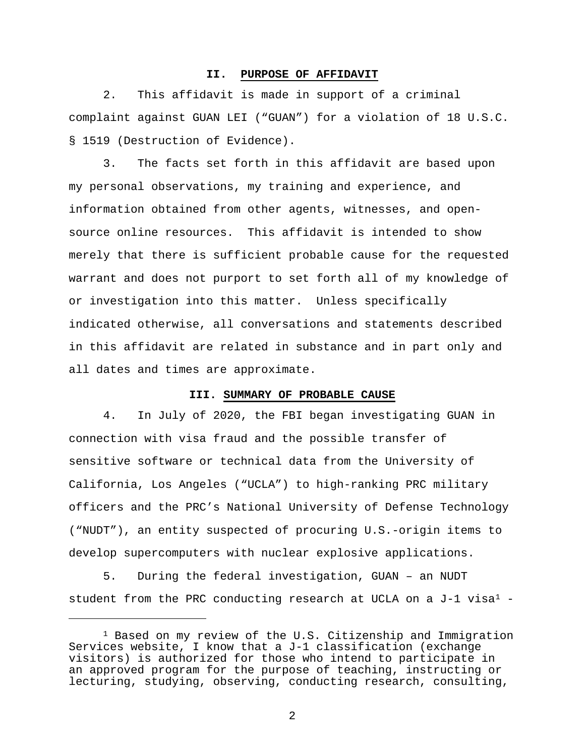## II. PURPOSE OF AFFIDAVIT

2. This affidavit is made in support of a criminal complaint against GUAN LEI ("GUAN") for a violation of 18 U.S.C. § 1519 (Destruction of Evidence).

3. The facts set forth in this affidavit are based upon my personal observations, my training and experience, and information obtained from other agents, witnesses, and open-source online resources. This affidavit is intended to show merely that there is sufficient probable cause for the requested warrant and does not purport to set forth all of my knowledge of or investigation into this matter. Unless specifically indicated otherwise, all conversations and statements described in this affidavit are related in substance and in part only and all dates and times are approximate.

## III. SUMMARY OF PROBABLE CAUSE

4. In July of 2020, the FBI began investigating GUAN in connection with visa fraud and the possible transfer of sensitive software or technical data from the University of California, Los Angeles ("UCLA") to high-ranking PRC military officers and the PRC's National University of Defense Technology ("NUDT"), an entity suspected of procuring U.S.-origin items to develop supercomputers with nuclear explosive applications.

5. During the federal investigation, GUAN – an NUDT student from the PRC conducting research at UCLA on a J-1 visa[1] -

[1] Based on my review of the U.S. Citizenship and Immigration Services website, I know that a J-1 classification (exchange visitors) is authorized for those who intend to participate in an approved program for the purpose of teaching, instructing or lecturing, studying, observing, conducting research, consulting,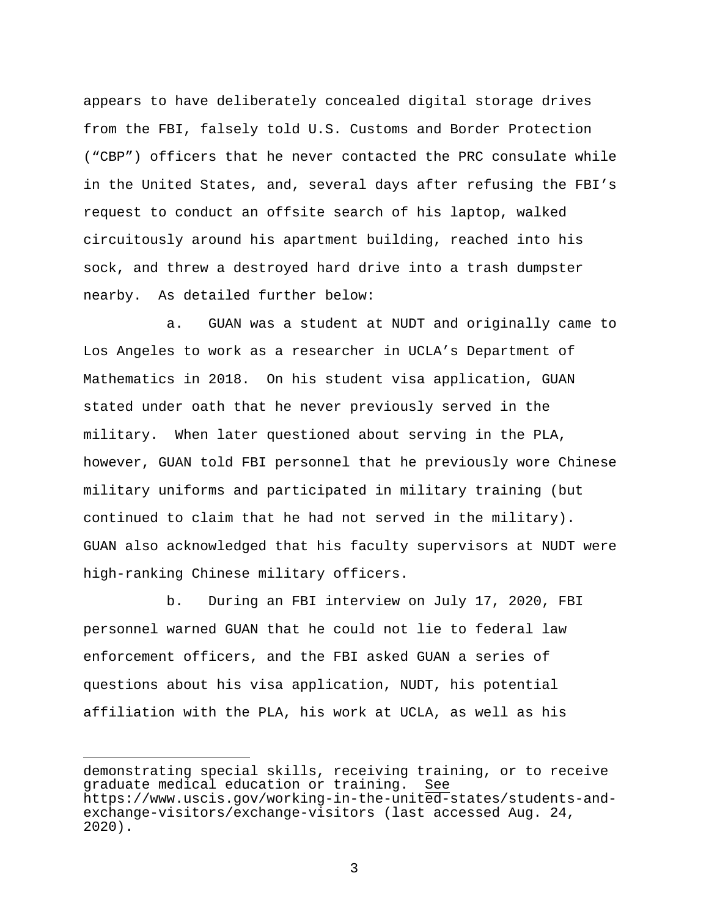appears to have deliberately concealed digital storage drives from the FBI, falsely told U.S. Customs and Border Protection ("CBP") officers that he never contacted the PRC consulate while in the United States, and, several days after refusing the FBI's request to conduct an offsite search of his laptop, walked circuitously around his apartment building, reached into his sock, and threw a destroyed hard drive into a trash dumpster nearby. As detailed further below:

a. GUAN was a student at NUDT and originally came to Los Angeles to work as a researcher in UCLA's Department of Mathematics in 2018. On his student visa application, GUAN stated under oath that he never previously served in the military. When later questioned about serving in the PLA, however, GUAN told FBI personnel that he previously wore Chinese military uniforms and participated in military training (but continued to claim that he had not served in the military). GUAN also acknowledged that his faculty supervisors at NUDT were high-ranking Chinese military officers.

b. During an FBI interview on July 17, 2020, FBI personnel warned GUAN that he could not lie to federal law enforcement officers, and the FBI asked GUAN a series of questions about his visa application, NUDT, his potential affiliation with the PLA, his work at UCLA, as well as his

---

demonstrating special skills, receiving training, or to receive graduate medical education or training. See https://www.uscis.gov/working-in-the-united-states/students-and-exchange-visitors/exchange-visitors (last accessed Aug. 24, 2020).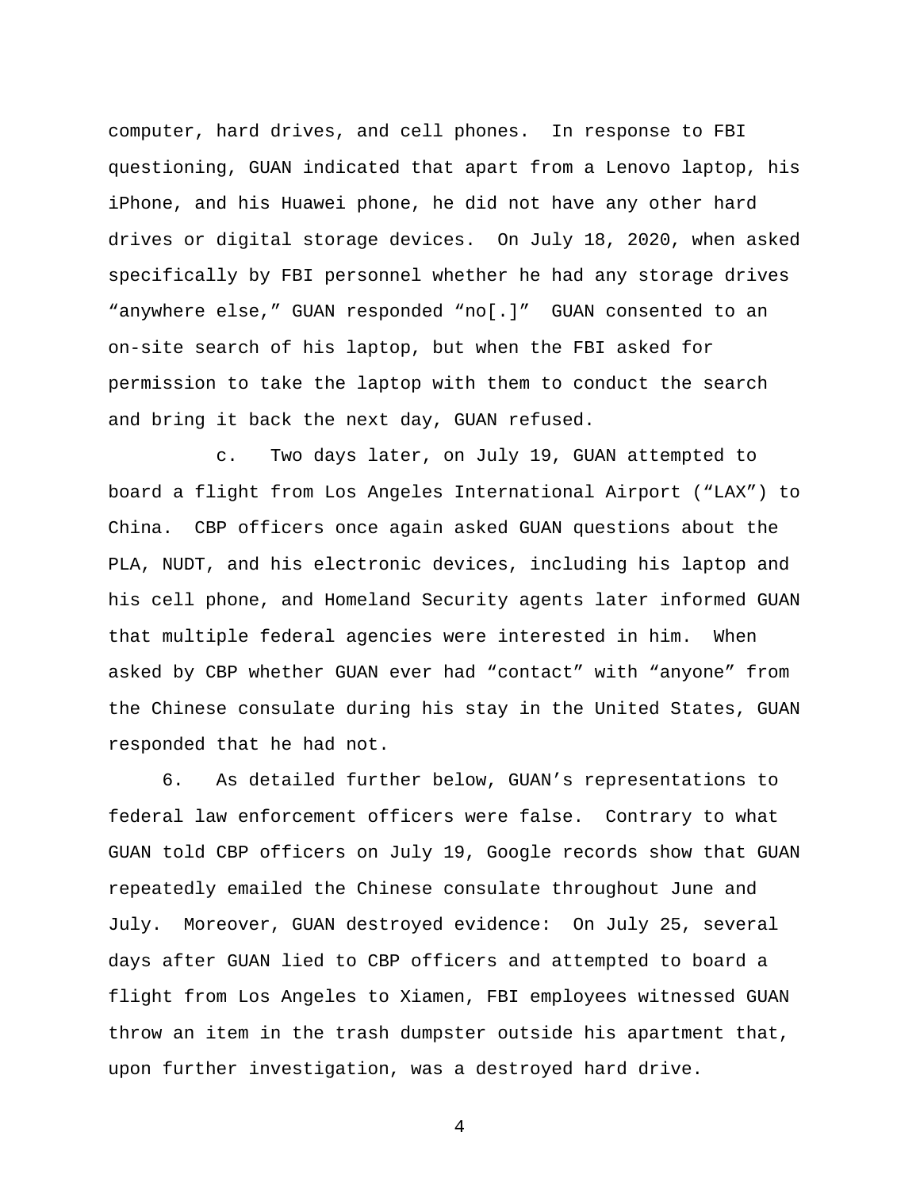computer, hard drives, and cell phones. In response to FBI questioning, GUAN indicated that apart from a Lenovo laptop, his iPhone, and his Huawei phone, he did not have any other hard drives or digital storage devices. On July 18, 2020, when asked specifically by FBI personnel whether he had any storage drives "anywhere else," GUAN responded "no[.]" GUAN consented to an on-site search of his laptop, but when the FBI asked for permission to take the laptop with them to conduct the search and bring it back the next day, GUAN refused.

c. Two days later, on July 19, GUAN attempted to board a flight from Los Angeles International Airport ("LAX") to China. CBP officers once again asked GUAN questions about the PLA, NUDT, and his electronic devices, including his laptop and his cell phone, and Homeland Security agents later informed GUAN that multiple federal agencies were interested in him. When asked by CBP whether GUAN ever had "contact" with "anyone" from the Chinese consulate during his stay in the United States, GUAN responded that he had not.

6. As detailed further below, GUAN's representations to federal law enforcement officers were false. Contrary to what GUAN told CBP officers on July 19, Google records show that GUAN repeatedly emailed the Chinese consulate throughout June and July. Moreover, GUAN destroyed evidence: On July 25, several days after GUAN lied to CBP officers and attempted to board a flight from Los Angeles to Xiamen, FBI employees witnessed GUAN throw an item in the trash dumpster outside his apartment that, upon further investigation, was a destroyed hard drive.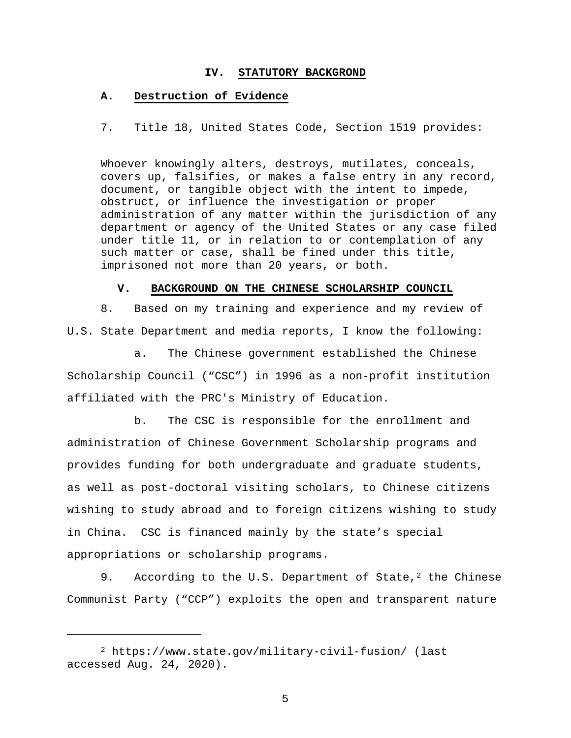## IV. STATUTORY BACKGROND

### A. Destruction of Evidence

7. Title 18, United States Code, Section 1519 provides:

> Whoever knowingly alters, destroys, mutilates, conceals, covers up, falsifies, or makes a false entry in any record, document, or tangible object with the intent to impede, obstruct, or influence the investigation or proper administration of any matter within the jurisdiction of any department or agency of the United States or any case filed under title 11, or in relation to or contemplation of any such matter or case, shall be fined under this title, imprisoned not more than 20 years, or both.

## V. BACKGROUND ON THE CHINESE SCHOLARSHIP COUNCIL

8. Based on my training and experience and my review of U.S. State Department and media reports, I know the following:

a. The Chinese government established the Chinese Scholarship Council ("CSC") in 1996 as a non-profit institution affiliated with the PRC's Ministry of Education.

b. The CSC is responsible for the enrollment and administration of Chinese Government Scholarship programs and provides funding for both undergraduate and graduate students, as well as post-doctoral visiting scholars, to Chinese citizens wishing to study abroad and to foreign citizens wishing to study in China. CSC is financed mainly by the state's special appropriations or scholarship programs.

9. According to the U.S. Department of State,[2] the Chinese Communist Party ("CCP") exploits the open and transparent nature

---

[2] https://www.state.gov/military-civil-fusion/ (last accessed Aug. 24, 2020).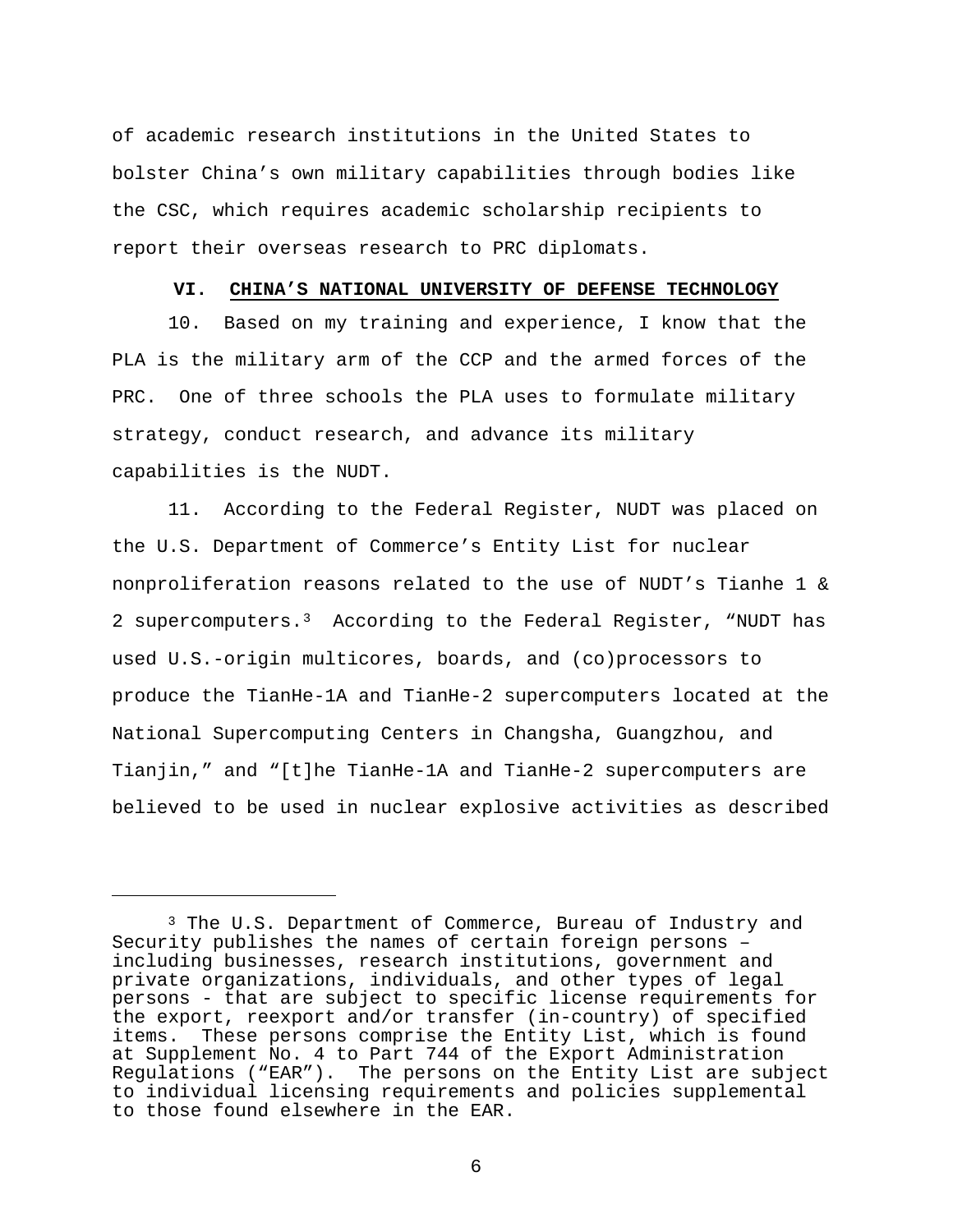of academic research institutions in the United States to bolster China's own military capabilities through bodies like the CSC, which requires academic scholarship recipients to report their overseas research to PRC diplomats.

## VI. CHINA'S NATIONAL UNIVERSITY OF DEFENSE TECHNOLOGY

10. Based on my training and experience, I know that the PLA is the military arm of the CCP and the armed forces of the PRC. One of three schools the PLA uses to formulate military strategy, conduct research, and advance its military capabilities is the NUDT.

11. According to the Federal Register, NUDT was placed on the U.S. Department of Commerce's Entity List for nuclear nonproliferation reasons related to the use of NUDT's Tianhe 1 & 2 supercomputers.[3] According to the Federal Register, "NUDT has used U.S.-origin multicores, boards, and (co)processors to produce the TianHe-1A and TianHe-2 supercomputers located at the National Supercomputing Centers in Changsha, Guangzhou, and Tianjin," and "[t]he TianHe-1A and TianHe-2 supercomputers are believed to be used in nuclear explosive activities as described

---

[3] The U.S. Department of Commerce, Bureau of Industry and Security publishes the names of certain foreign persons – including businesses, research institutions, government and private organizations, individuals, and other types of legal persons - that are subject to specific license requirements for the export, reexport and/or transfer (in-country) of specified items. These persons comprise the Entity List, which is found at Supplement No. 4 to Part 744 of the Export Administration Regulations ("EAR"). The persons on the Entity List are subject to individual licensing requirements and policies supplemental to those found elsewhere in the EAR.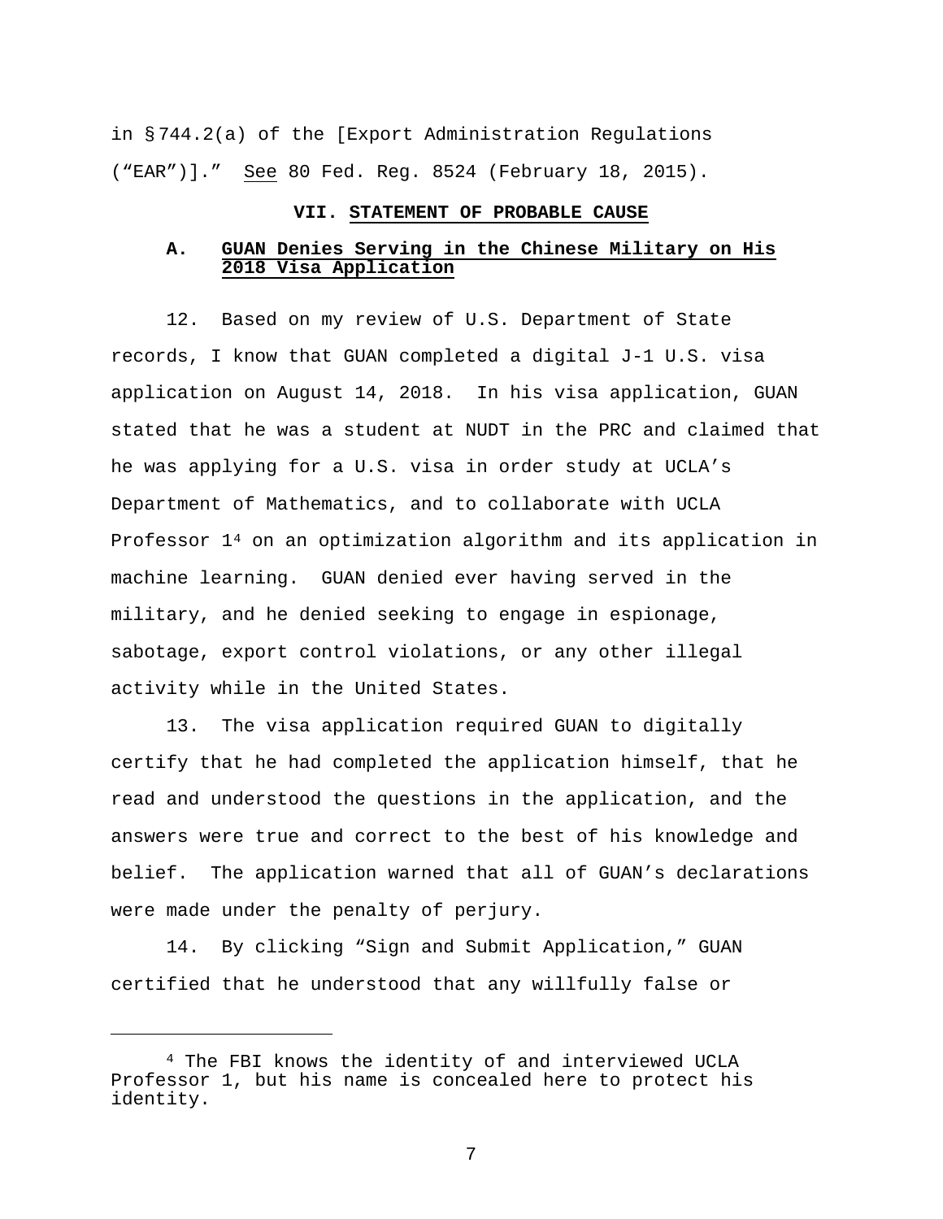in § 744.2(a) of the [Export Administration Regulations (“EAR”)].” See 80 Fed. Reg. 8524 (February 18, 2015).

## VII. STATEMENT OF PROBABLE CAUSE

### A. GUAN Denies Serving in the Chinese Military on His 2018 Visa Application

12. Based on my review of U.S. Department of State records, I know that GUAN completed a digital J-1 U.S. visa application on August 14, 2018. In his visa application, GUAN stated that he was a student at NUDT in the PRC and claimed that he was applying for a U.S. visa in order study at UCLA’s Department of Mathematics, and to collaborate with UCLA Professor 1[4] on an optimization algorithm and its application in machine learning. GUAN denied ever having served in the military, and he denied seeking to engage in espionage, sabotage, export control violations, or any other illegal activity while in the United States.

13. The visa application required GUAN to digitally certify that he had completed the application himself, that he read and understood the questions in the application, and the answers were true and correct to the best of his knowledge and belief. The application warned that all of GUAN’s declarations were made under the penalty of perjury.

14. By clicking “Sign and Submit Application,” GUAN certified that he understood that any willfully false or

---

[4] The FBI knows the identity of and interviewed UCLA Professor 1, but his name is concealed here to protect his identity.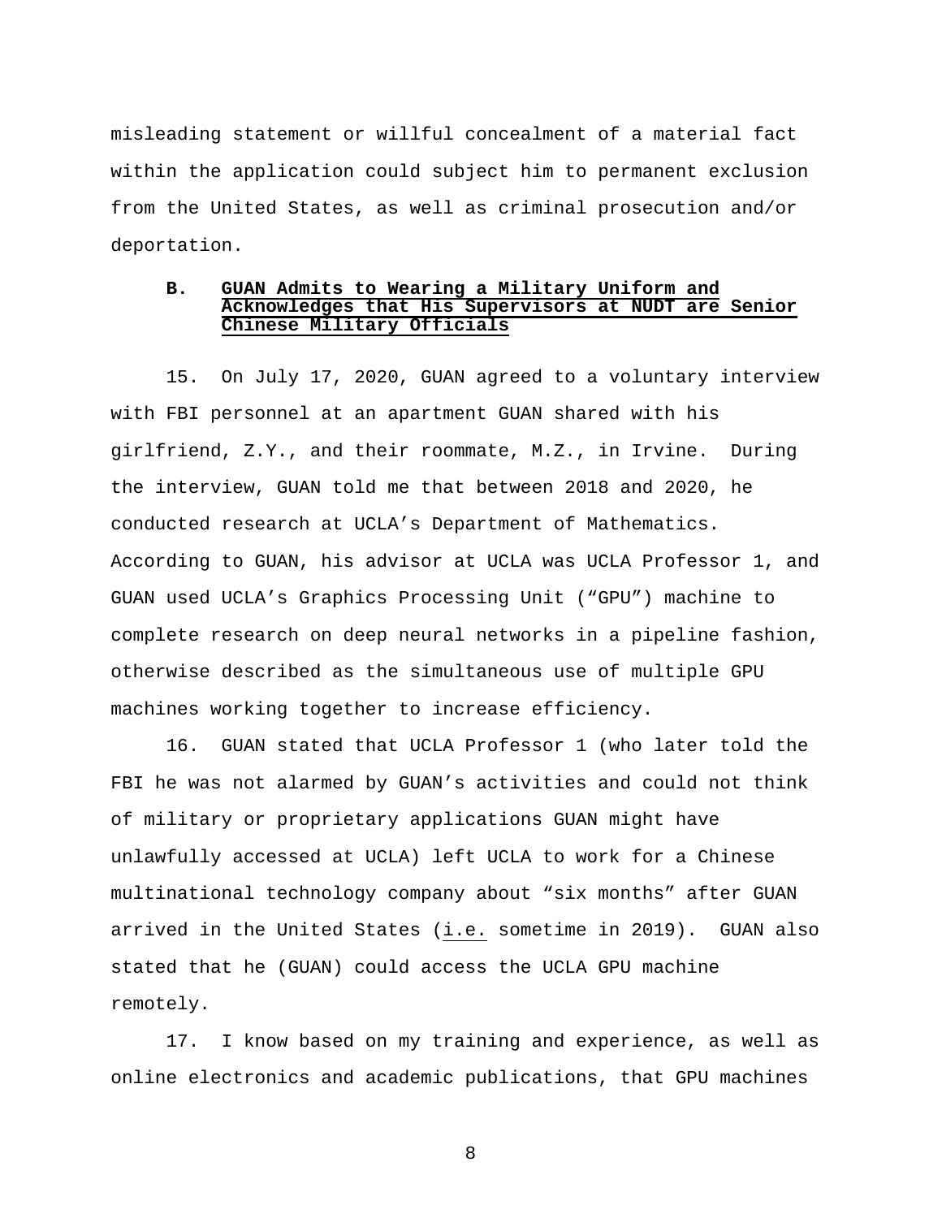misleading statement or willful concealment of a material fact within the application could subject him to permanent exclusion from the United States, as well as criminal prosecution and/or deportation.

### B. GUAN Admits to Wearing a Military Uniform and Acknowledges that His Supervisors at NUDT are Senior Chinese Military Officials

15. On July 17, 2020, GUAN agreed to a voluntary interview with FBI personnel at an apartment GUAN shared with his girlfriend, Z.Y., and their roommate, M.Z., in Irvine. During the interview, GUAN told me that between 2018 and 2020, he conducted research at UCLA's Department of Mathematics. According to GUAN, his advisor at UCLA was UCLA Professor 1, and GUAN used UCLA's Graphics Processing Unit ("GPU") machine to complete research on deep neural networks in a pipeline fashion, otherwise described as the simultaneous use of multiple GPU machines working together to increase efficiency.

16. GUAN stated that UCLA Professor 1 (who later told the FBI he was not alarmed by GUAN's activities and could not think of military or proprietary applications GUAN might have unlawfully accessed at UCLA) left UCLA to work for a Chinese multinational technology company about "six months" after GUAN arrived in the United States (i.e. sometime in 2019). GUAN also stated that he (GUAN) could access the UCLA GPU machine remotely.

17. I know based on my training and experience, as well as online electronics and academic publications, that GPU machines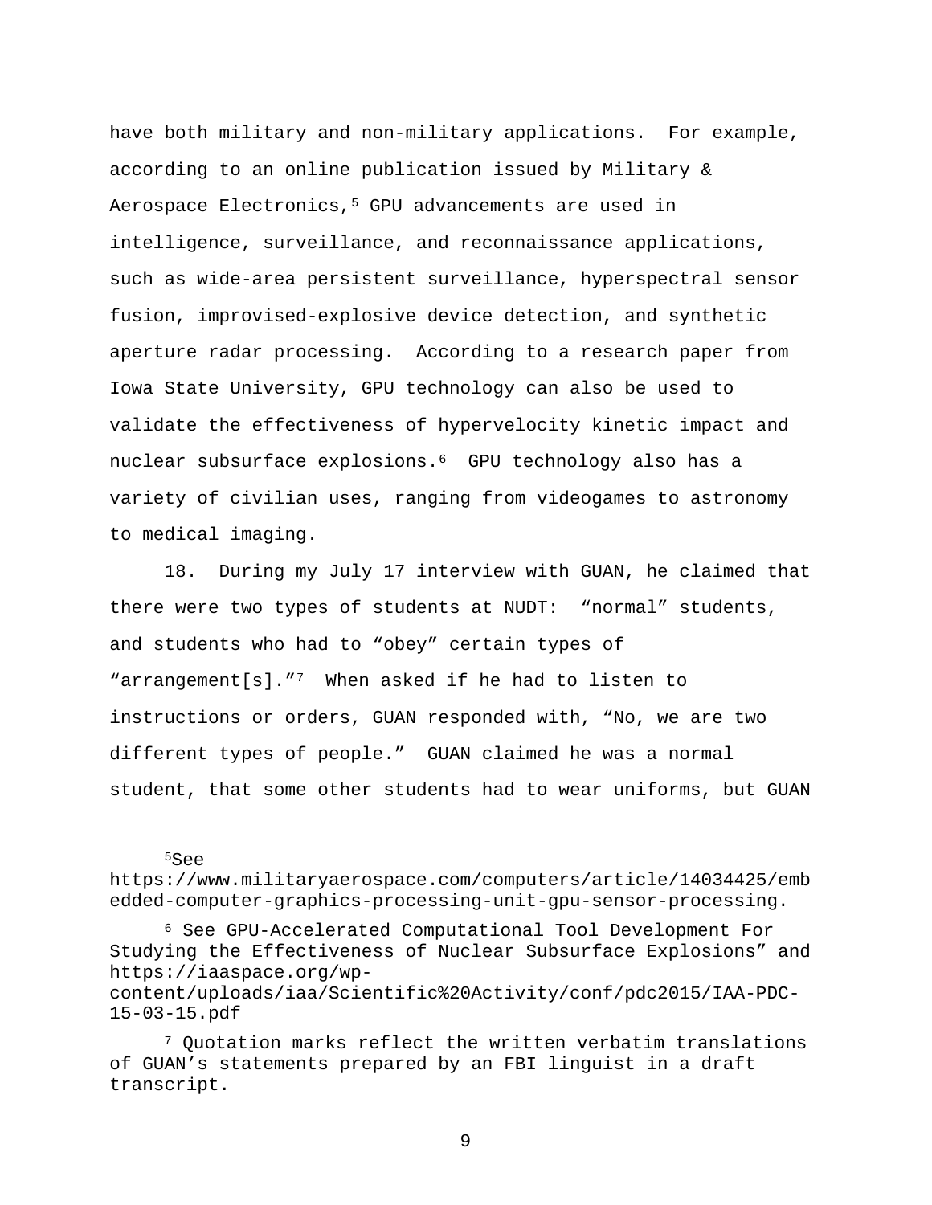have both military and non-military applications. For example, according to an online publication issued by Military & Aerospace Electronics,[5] GPU advancements are used in intelligence, surveillance, and reconnaissance applications, such as wide-area persistent surveillance, hyperspectral sensor fusion, improvised-explosive device detection, and synthetic aperture radar processing. According to a research paper from Iowa State University, GPU technology can also be used to validate the effectiveness of hypervelocity kinetic impact and nuclear subsurface explosions.[6] GPU technology also has a variety of civilian uses, ranging from videogames to astronomy to medical imaging.

18. During my July 17 interview with GUAN, he claimed that there were two types of students at NUDT: “normal” students, and students who had to “obey” certain types of “arrangement[s].”[7] When asked if he had to listen to instructions or orders, GUAN responded with, “No, we are two different types of people.” GUAN claimed he was a normal student, that some other students had to wear uniforms, but GUAN

---

[5] See https://www.militaryaerospace.com/computers/article/14034425/embedded-computer-graphics-processing-unit-gpu-sensor-processing.

[6] See GPU-Accelerated Computational Tool Development For Studying the Effectiveness of Nuclear Subsurface Explosions” and https://iaaspace.org/wp-content/uploads/iaa/Scientific%20Activity/conf/pdc2015/IAA-PDC-15-03-15.pdf

[7] Quotation marks reflect the written verbatim translations of GUAN’s statements prepared by an FBI linguist in a draft transcript.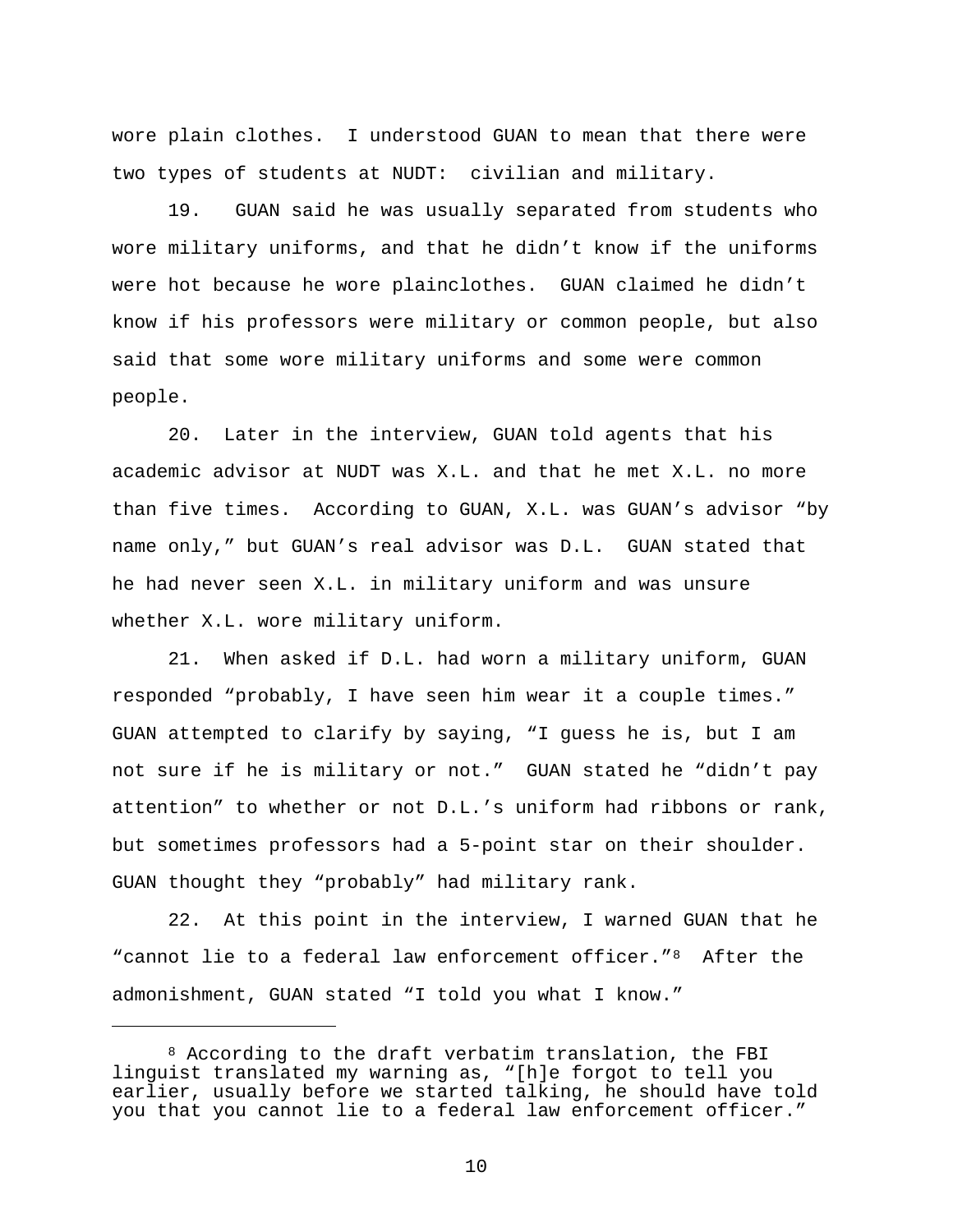wore plain clothes. I understood GUAN to mean that there were two types of students at NUDT: civilian and military.

19. GUAN said he was usually separated from students who wore military uniforms, and that he didn't know if the uniforms were hot because he wore plainclothes. GUAN claimed he didn't know if his professors were military or common people, but also said that some wore military uniforms and some were common people.

20. Later in the interview, GUAN told agents that his academic advisor at NUDT was X.L. and that he met X.L. no more than five times. According to GUAN, X.L. was GUAN's advisor "by name only," but GUAN's real advisor was D.L. GUAN stated that he had never seen X.L. in military uniform and was unsure whether X.L. wore military uniform.

21. When asked if D.L. had worn a military uniform, GUAN responded "probably, I have seen him wear it a couple times." GUAN attempted to clarify by saying, "I guess he is, but I am not sure if he is military or not." GUAN stated he "didn't pay attention" to whether or not D.L.'s uniform had ribbons or rank, but sometimes professors had a 5-point star on their shoulder. GUAN thought they "probably" had military rank.

22. At this point in the interview, I warned GUAN that he "cannot lie to a federal law enforcement officer."[8] After the admonishment, GUAN stated "I told you what I know."

---

[8] According to the draft verbatim translation, the FBI linguist translated my warning as, "[h]e forgot to tell you earlier, usually before we started talking, he should have told you that you cannot lie to a federal law enforcement officer."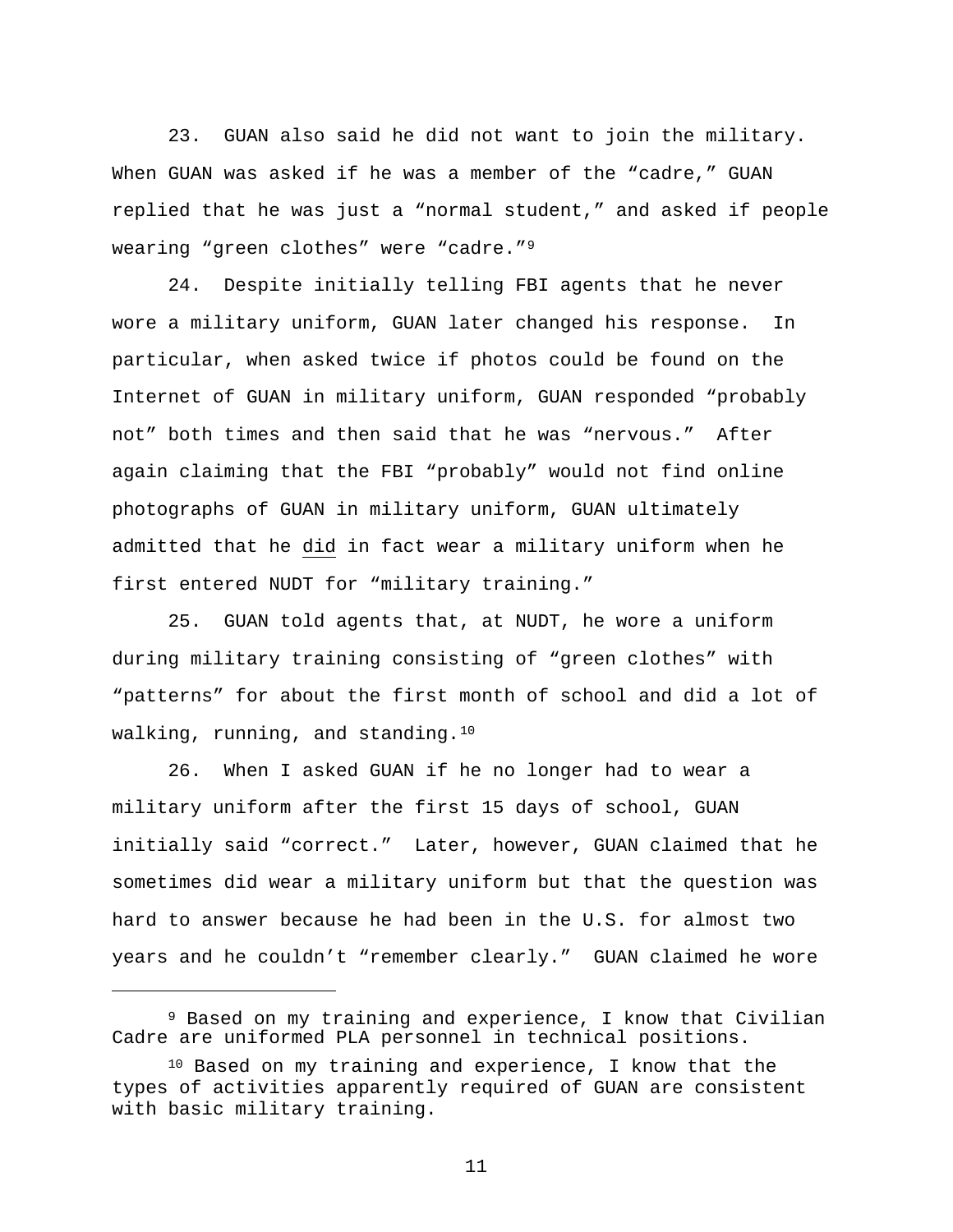23. GUAN also said he did not want to join the military. When GUAN was asked if he was a member of the “cadre,” GUAN replied that he was just a “normal student,” and asked if people wearing “green clothes” were “cadre.”[9]

24. Despite initially telling FBI agents that he never wore a military uniform, GUAN later changed his response. In particular, when asked twice if photos could be found on the Internet of GUAN in military uniform, GUAN responded “probably not” both times and then said that he was “nervous.” After again claiming that the FBI “probably” would not find online photographs of GUAN in military uniform, GUAN ultimately admitted that he <u>did</u> in fact wear a military uniform when he first entered NUDT for “military training.”

25. GUAN told agents that, at NUDT, he wore a uniform during military training consisting of “green clothes” with “patterns” for about the first month of school and did a lot of walking, running, and standing.[10]

26. When I asked GUAN if he no longer had to wear a military uniform after the first 15 days of school, GUAN initially said “correct.” Later, however, GUAN claimed that he sometimes did wear a military uniform but that the question was hard to answer because he had been in the U.S. for almost two years and he couldn’t “remember clearly.” GUAN claimed he wore

---

[9] Based on my training and experience, I know that Civilian Cadre are uniformed PLA personnel in technical positions.

[10] Based on my training and experience, I know that the types of activities apparently required of GUAN are consistent with basic military training.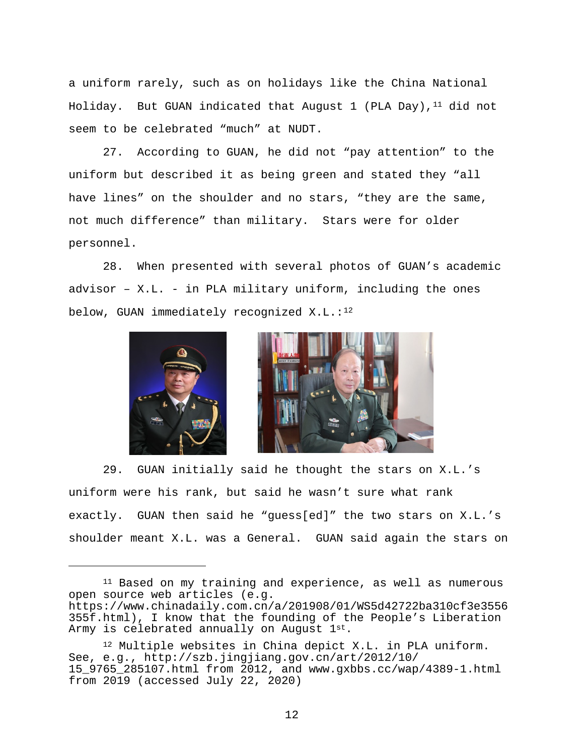a uniform rarely, such as on holidays like the China National Holiday. But GUAN indicated that August 1 (PLA Day),[11] did not seem to be celebrated "much" at NUDT.

27. According to GUAN, he did not "pay attention" to the uniform but described it as being green and stated they "all have lines" on the shoulder and no stars, "they are the same, not much difference" than military. Stars were for older personnel.

28. When presented with several photos of GUAN's academic advisor – X.L. - in PLA military uniform, including the ones below, GUAN immediately recognized X.L.:[12]

29. GUAN initially said he thought the stars on X.L.'s uniform were his rank, but said he wasn't sure what rank exactly. GUAN then said he "guess[ed]" the two stars on X.L.'s shoulder meant X.L. was a General. GUAN said again the stars on

---

[11] Based on my training and experience, as well as numerous open source web articles (e.g. https://www.chinadaily.com.cn/a/201908/01/WS5d42722ba310cf3e3556355f.html), I know that the founding of the People's Liberation Army is celebrated annually on August 1st.

[12] Multiple websites in China depict X.L. in PLA uniform. See, e.g., http://szb.jingjiang.gov.cn/art/2012/10/15_9765_285107.html from 2012, and www.gxbbs.cc/wap/4389-1.html from 2019 (accessed July 22, 2020)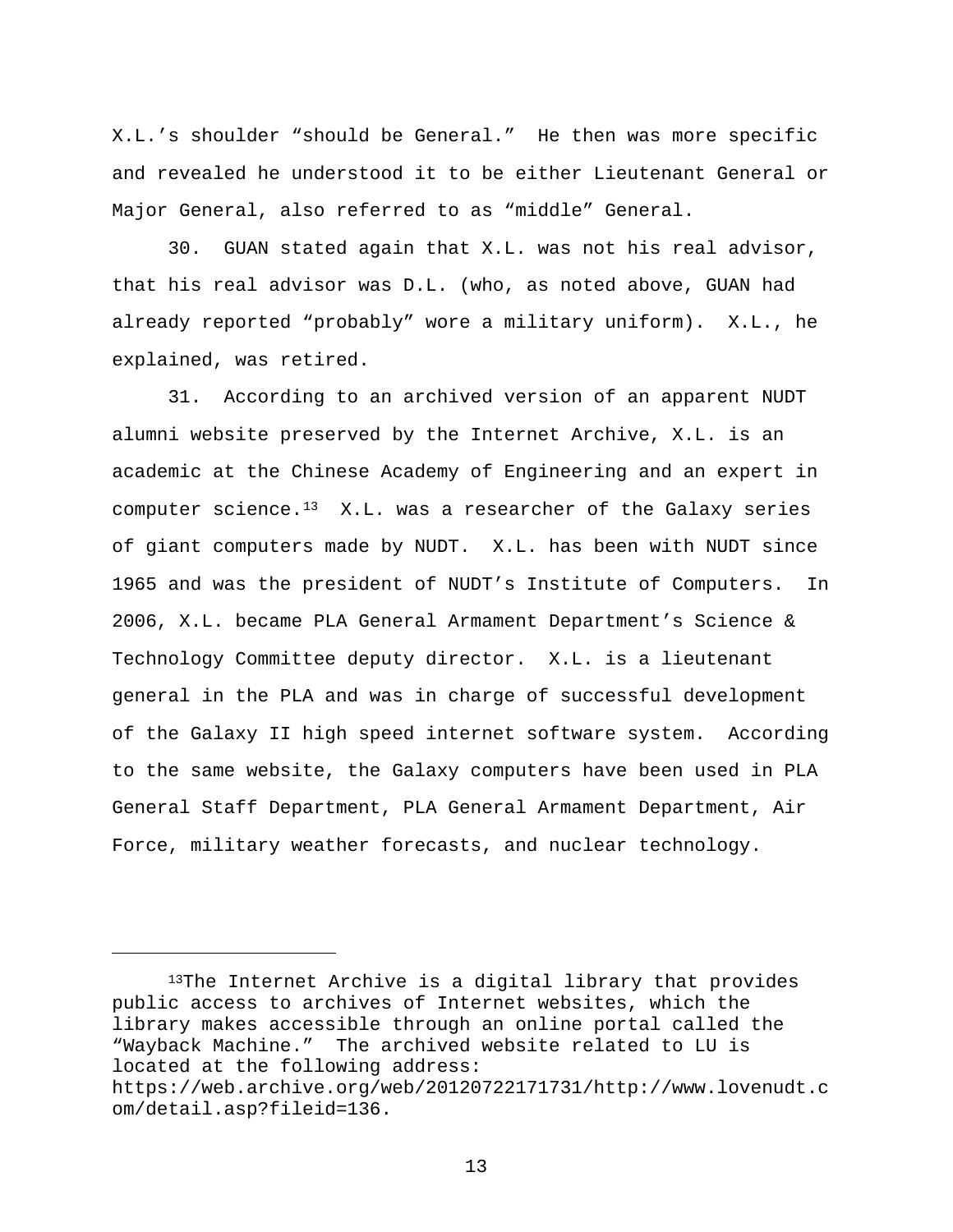X.L.'s shoulder "should be General." He then was more specific and revealed he understood it to be either Lieutenant General or Major General, also referred to as "middle" General.

30. GUAN stated again that X.L. was not his real advisor, that his real advisor was D.L. (who, as noted above, GUAN had already reported "probably" wore a military uniform). X.L., he explained, was retired.

31. According to an archived version of an apparent NUDT alumni website preserved by the Internet Archive, X.L. is an academic at the Chinese Academy of Engineering and an expert in computer science.[13] X.L. was a researcher of the Galaxy series of giant computers made by NUDT. X.L. has been with NUDT since 1965 and was the president of NUDT's Institute of Computers. In 2006, X.L. became PLA General Armament Department's Science & Technology Committee deputy director. X.L. is a lieutenant general in the PLA and was in charge of successful development of the Galaxy II high speed internet software system. According to the same website, the Galaxy computers have been used in PLA General Staff Department, PLA General Armament Department, Air Force, military weather forecasts, and nuclear technology.

---

[13]The Internet Archive is a digital library that provides public access to archives of Internet websites, which the library makes accessible through an online portal called the "Wayback Machine." The archived website related to LU is located at the following address: https://web.archive.org/web/20120722171731/http://www.lovenudt.com/detail.asp?fileid=136.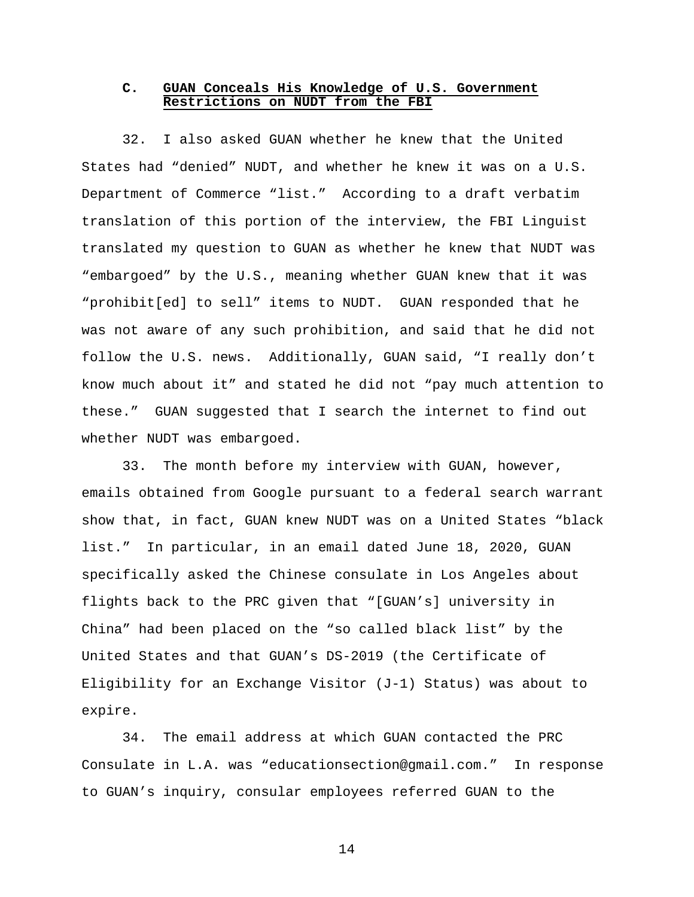### C. GUAN Conceals His Knowledge of U.S. Government Restrictions on NUDT from the FBI

32. I also asked GUAN whether he knew that the United States had "denied" NUDT, and whether he knew it was on a U.S. Department of Commerce "list." According to a draft verbatim translation of this portion of the interview, the FBI Linguist translated my question to GUAN as whether he knew that NUDT was "embargoed" by the U.S., meaning whether GUAN knew that it was "prohibit[ed] to sell" items to NUDT. GUAN responded that he was not aware of any such prohibition, and said that he did not follow the U.S. news. Additionally, GUAN said, "I really don't know much about it" and stated he did not "pay much attention to these." GUAN suggested that I search the internet to find out whether NUDT was embargoed.

33. The month before my interview with GUAN, however, emails obtained from Google pursuant to a federal search warrant show that, in fact, GUAN knew NUDT was on a United States "black list." In particular, in an email dated June 18, 2020, GUAN specifically asked the Chinese consulate in Los Angeles about flights back to the PRC given that "[GUAN's] university in China" had been placed on the "so called black list" by the United States and that GUAN's DS-2019 (the Certificate of Eligibility for an Exchange Visitor (J-1) Status) was about to expire.

34. The email address at which GUAN contacted the PRC Consulate in L.A. was "educationsection@gmail.com." In response to GUAN's inquiry, consular employees referred GUAN to the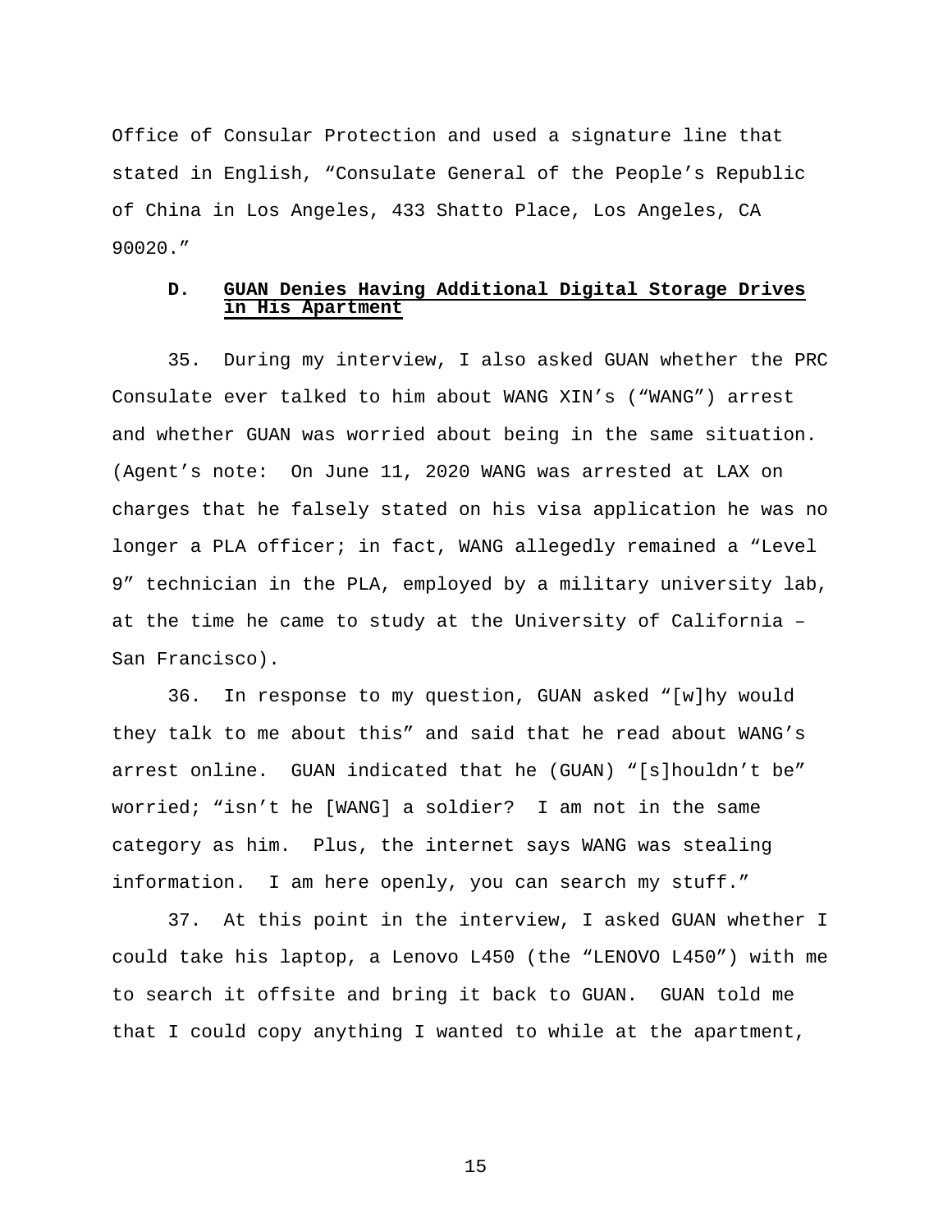Office of Consular Protection and used a signature line that stated in English, "Consulate General of the People's Republic of China in Los Angeles, 433 Shatto Place, Los Angeles, CA 90020."

### D. GUAN Denies Having Additional Digital Storage Drives in His Apartment

35. During my interview, I also asked GUAN whether the PRC Consulate ever talked to him about WANG XIN's ("WANG") arrest and whether GUAN was worried about being in the same situation. (Agent's note: On June 11, 2020 WANG was arrested at LAX on charges that he falsely stated on his visa application he was no longer a PLA officer; in fact, WANG allegedly remained a "Level 9" technician in the PLA, employed by a military university lab, at the time he came to study at the University of California – San Francisco).

36. In response to my question, GUAN asked "[w]hy would they talk to me about this" and said that he read about WANG's arrest online. GUAN indicated that he (GUAN) "[s]houldn't be" worried; "isn't he [WANG] a soldier? I am not in the same category as him. Plus, the internet says WANG was stealing information. I am here openly, you can search my stuff."

37. At this point in the interview, I asked GUAN whether I could take his laptop, a Lenovo L450 (the "LENOVO L450") with me to search it offsite and bring it back to GUAN. GUAN told me that I could copy anything I wanted to while at the apartment,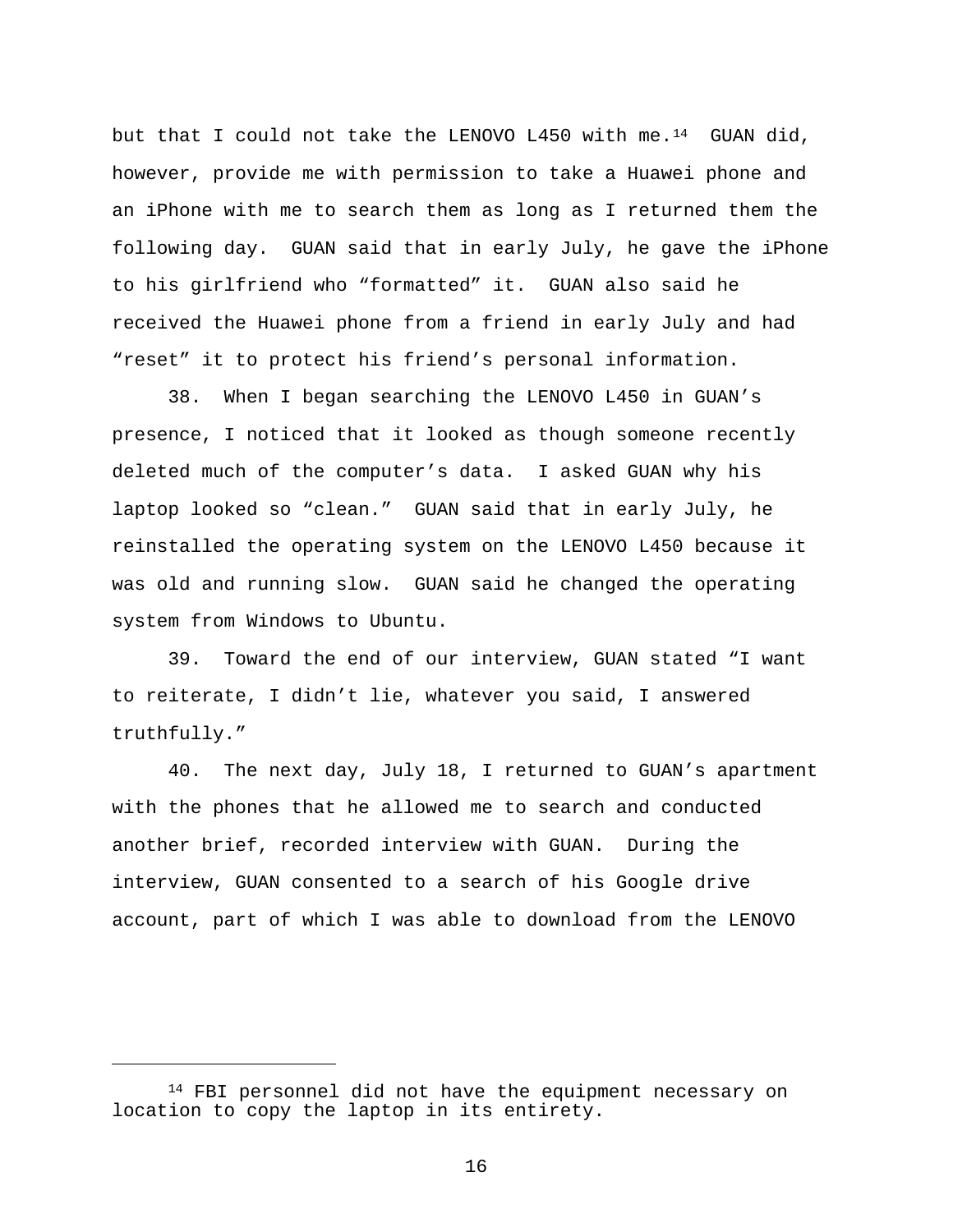but that I could not take the LENOVO L450 with me.[14] GUAN did, however, provide me with permission to take a Huawei phone and an iPhone with me to search them as long as I returned them the following day. GUAN said that in early July, he gave the iPhone to his girlfriend who "formatted" it. GUAN also said he received the Huawei phone from a friend in early July and had "reset" it to protect his friend's personal information.

38. When I began searching the LENOVO L450 in GUAN's presence, I noticed that it looked as though someone recently deleted much of the computer's data. I asked GUAN why his laptop looked so "clean." GUAN said that in early July, he reinstalled the operating system on the LENOVO L450 because it was old and running slow. GUAN said he changed the operating system from Windows to Ubuntu.

39. Toward the end of our interview, GUAN stated "I want to reiterate, I didn't lie, whatever you said, I answered truthfully."

40. The next day, July 18, I returned to GUAN's apartment with the phones that he allowed me to search and conducted another brief, recorded interview with GUAN. During the interview, GUAN consented to a search of his Google drive account, part of which I was able to download from the LENOVO

---

[14] FBI personnel did not have the equipment necessary on location to copy the laptop in its entirety.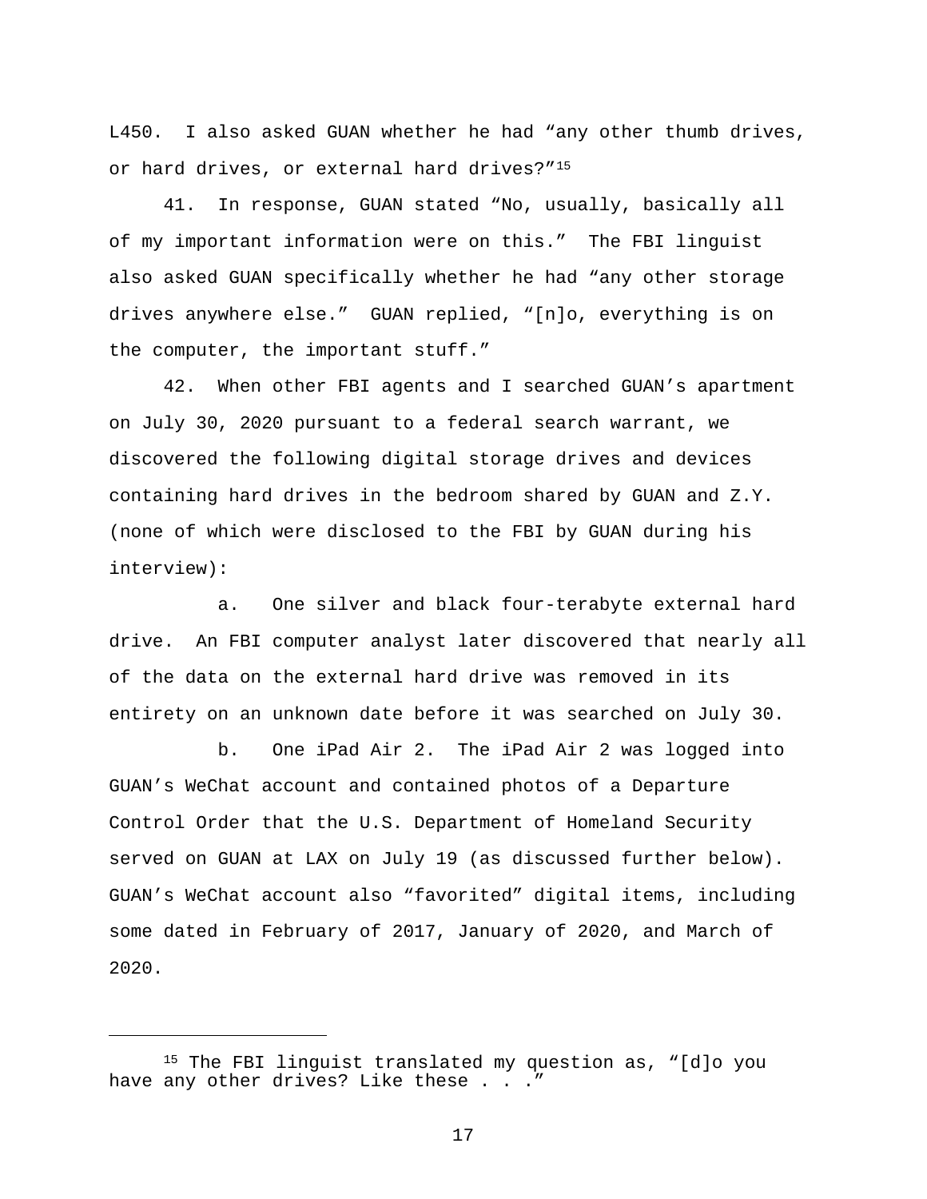L450. I also asked GUAN whether he had "any other thumb drives, or hard drives, or external hard drives?"[15]

41. In response, GUAN stated "No, usually, basically all of my important information were on this." The FBI linguist also asked GUAN specifically whether he had "any other storage drives anywhere else." GUAN replied, "[n]o, everything is on the computer, the important stuff."

42. When other FBI agents and I searched GUAN's apartment on July 30, 2020 pursuant to a federal search warrant, we discovered the following digital storage drives and devices containing hard drives in the bedroom shared by GUAN and Z.Y. (none of which were disclosed to the FBI by GUAN during his interview):

a. One silver and black four-terabyte external hard drive. An FBI computer analyst later discovered that nearly all of the data on the external hard drive was removed in its entirety on an unknown date before it was searched on July 30.

b. One iPad Air 2. The iPad Air 2 was logged into GUAN's WeChat account and contained photos of a Departure Control Order that the U.S. Department of Homeland Security served on GUAN at LAX on July 19 (as discussed further below). GUAN's WeChat account also "favorited" digital items, including some dated in February of 2017, January of 2020, and March of 2020.

---

[15] The FBI linguist translated my question as, "[d]o you have any other drives? Like these . . ."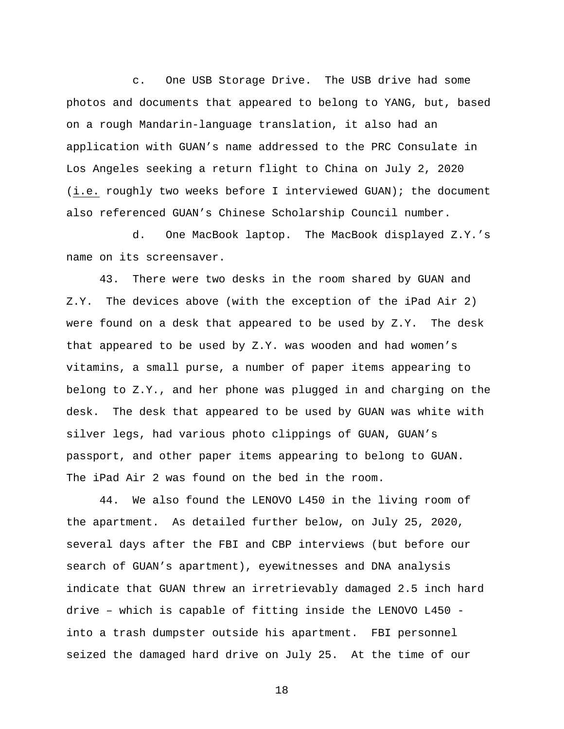c. One USB Storage Drive. The USB drive had some photos and documents that appeared to belong to YANG, but, based on a rough Mandarin-language translation, it also had an application with GUAN's name addressed to the PRC Consulate in Los Angeles seeking a return flight to China on July 2, 2020 (i.e. roughly two weeks before I interviewed GUAN); the document also referenced GUAN's Chinese Scholarship Council number.

d. One MacBook laptop. The MacBook displayed Z.Y.'s name on its screensaver.

43. There were two desks in the room shared by GUAN and Z.Y. The devices above (with the exception of the iPad Air 2) were found on a desk that appeared to be used by Z.Y. The desk that appeared to be used by Z.Y. was wooden and had women's vitamins, a small purse, a number of paper items appearing to belong to Z.Y., and her phone was plugged in and charging on the desk. The desk that appeared to be used by GUAN was white with silver legs, had various photo clippings of GUAN, GUAN's passport, and other paper items appearing to belong to GUAN. The iPad Air 2 was found on the bed in the room.

44. We also found the LENOVO L450 in the living room of the apartment. As detailed further below, on July 25, 2020, several days after the FBI and CBP interviews (but before our search of GUAN's apartment), eyewitnesses and DNA analysis indicate that GUAN threw an irretrievably damaged 2.5 inch hard drive – which is capable of fitting inside the LENOVO L450 - into a trash dumpster outside his apartment. FBI personnel seized the damaged hard drive on July 25. At the time of our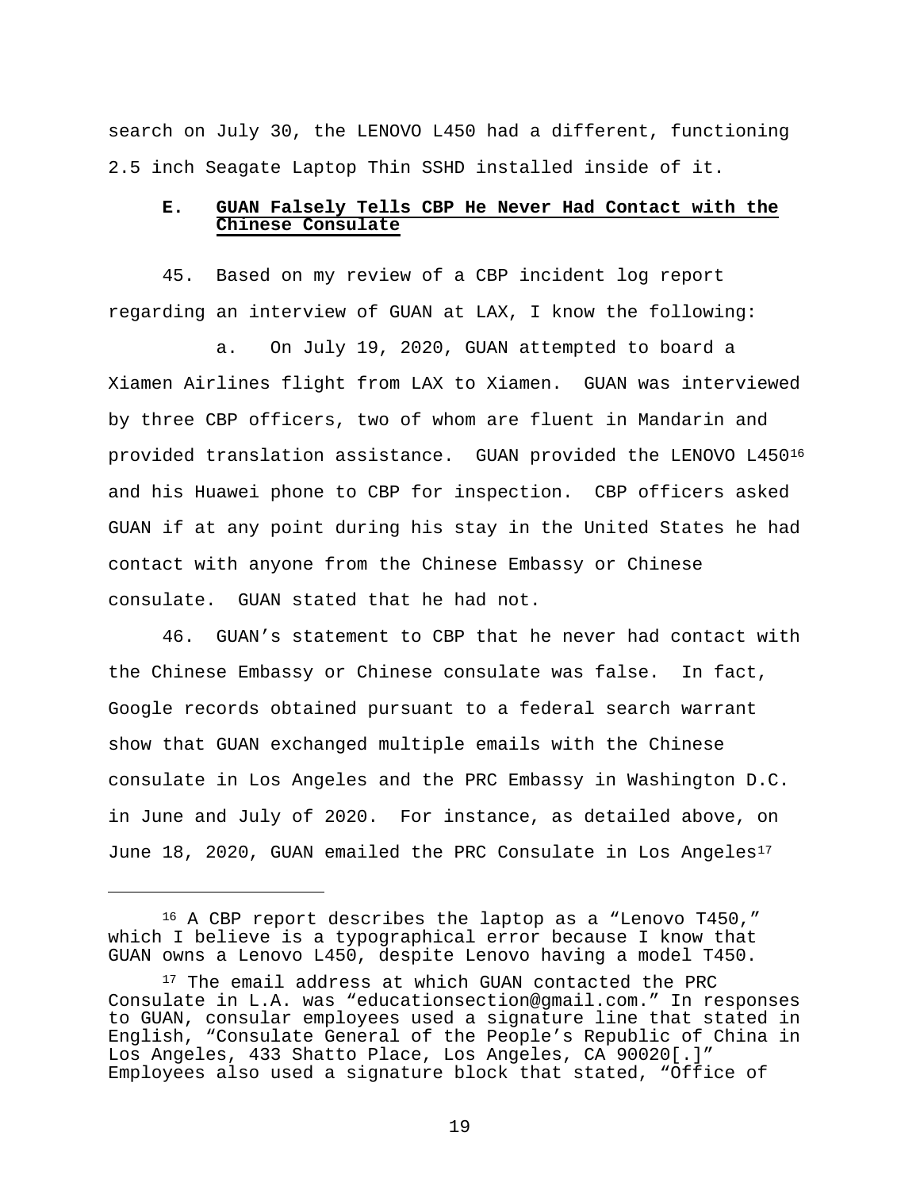search on July 30, the LENOVO L450 had a different, functioning 2.5 inch Seagate Laptop Thin SSHD installed inside of it.

### E. GUAN Falsely Tells CBP He Never Had Contact with the Chinese Consulate

45. Based on my review of a CBP incident log report regarding an interview of GUAN at LAX, I know the following:

a. On July 19, 2020, GUAN attempted to board a Xiamen Airlines flight from LAX to Xiamen. GUAN was interviewed by three CBP officers, two of whom are fluent in Mandarin and provided translation assistance. GUAN provided the LENOVO L450[16] and his Huawei phone to CBP for inspection. CBP officers asked GUAN if at any point during his stay in the United States he had contact with anyone from the Chinese Embassy or Chinese consulate. GUAN stated that he had not.

46. GUAN's statement to CBP that he never had contact with the Chinese Embassy or Chinese consulate was false. In fact, Google records obtained pursuant to a federal search warrant show that GUAN exchanged multiple emails with the Chinese consulate in Los Angeles and the PRC Embassy in Washington D.C. in June and July of 2020. For instance, as detailed above, on June 18, 2020, GUAN emailed the PRC Consulate in Los Angeles[17]

---

[16] A CBP report describes the laptop as a "Lenovo T450," which I believe is a typographical error because I know that GUAN owns a Lenovo L450, despite Lenovo having a model T450.

[17] The email address at which GUAN contacted the PRC Consulate in L.A. was "educationsection@gmail.com." In responses to GUAN, consular employees used a signature line that stated in English, "Consulate General of the People's Republic of China in Los Angeles, 433 Shatto Place, Los Angeles, CA 90020[.]" Employees also used a signature block that stated, "Office of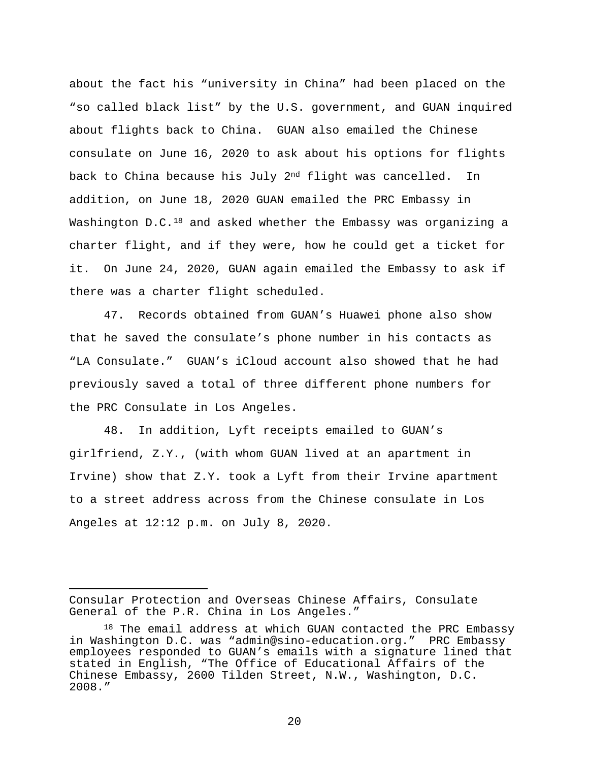about the fact his "university in China" had been placed on the "so called black list" by the U.S. government, and GUAN inquired about flights back to China. GUAN also emailed the Chinese consulate on June 16, 2020 to ask about his options for flights back to China because his July 2nd flight was cancelled. In addition, on June 18, 2020 GUAN emailed the PRC Embassy in Washington D.C.[18] and asked whether the Embassy was organizing a charter flight, and if they were, how he could get a ticket for it. On June 24, 2020, GUAN again emailed the Embassy to ask if there was a charter flight scheduled.

47. Records obtained from GUAN's Huawei phone also show that he saved the consulate's phone number in his contacts as "LA Consulate." GUAN's iCloud account also showed that he had previously saved a total of three different phone numbers for the PRC Consulate in Los Angeles.

48. In addition, Lyft receipts emailed to GUAN's girlfriend, Z.Y., (with whom GUAN lived at an apartment in Irvine) show that Z.Y. took a Lyft from their Irvine apartment to a street address across from the Chinese consulate in Los Angeles at 12:12 p.m. on July 8, 2020.

---

Consular Protection and Overseas Chinese Affairs, Consulate General of the P.R. China in Los Angeles."

[18] The email address at which GUAN contacted the PRC Embassy in Washington D.C. was "admin@sino-education.org." PRC Embassy employees responded to GUAN's emails with a signature lined that stated in English, "The Office of Educational Affairs of the Chinese Embassy, 2600 Tilden Street, N.W., Washington, D.C. 2008."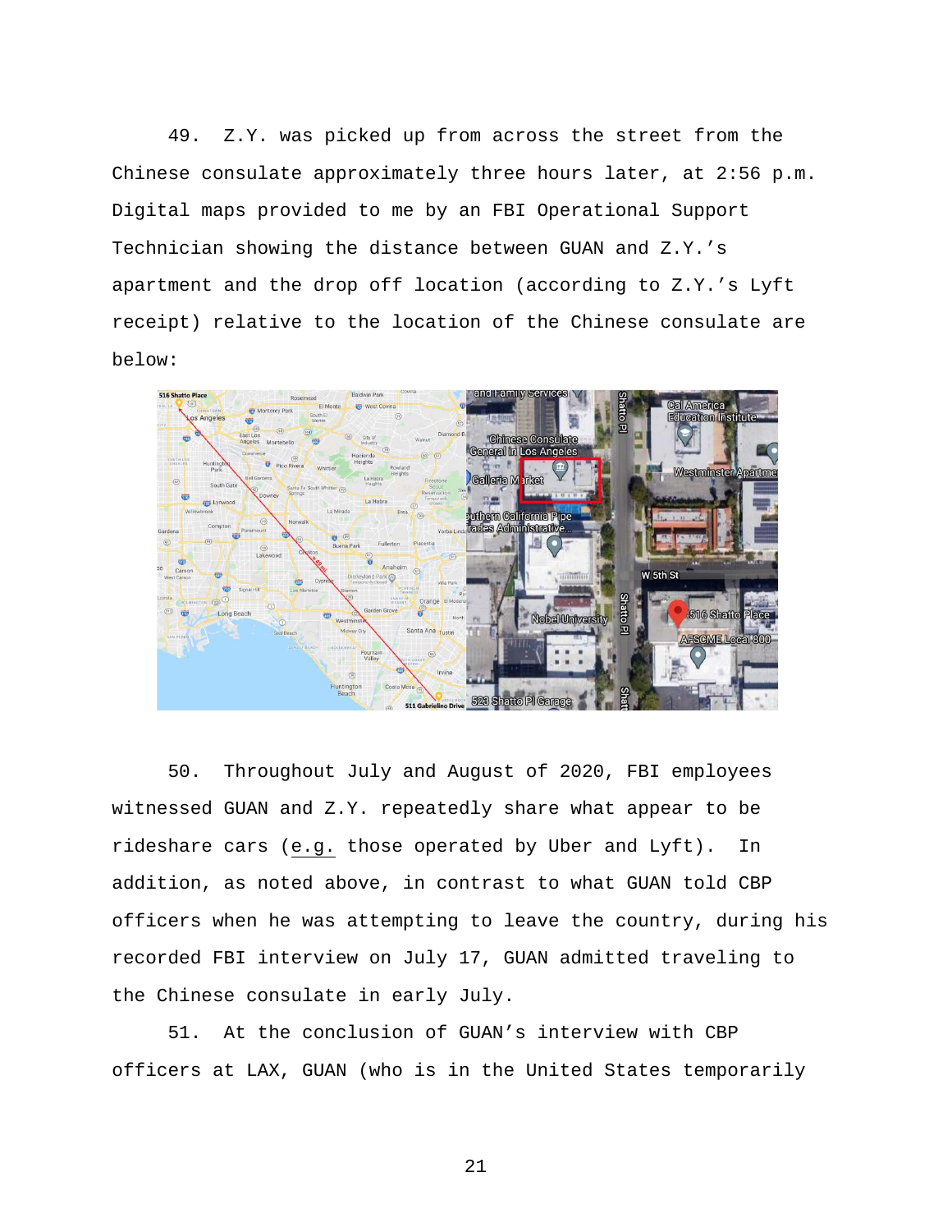49. Z.Y. was picked up from across the street from the Chinese consulate approximately three hours later, at 2:56 p.m. Digital maps provided to me by an FBI Operational Support Technician showing the distance between GUAN and Z.Y.'s apartment and the drop off location (according to Z.Y.'s Lyft receipt) relative to the location of the Chinese consulate are below:

50. Throughout July and August of 2020, FBI employees witnessed GUAN and Z.Y. repeatedly share what appear to be rideshare cars (e.g. those operated by Uber and Lyft). In addition, as noted above, in contrast to what GUAN told CBP officers when he was attempting to leave the country, during his recorded FBI interview on July 17, GUAN admitted traveling to the Chinese consulate in early July.

51. At the conclusion of GUAN's interview with CBP officers at LAX, GUAN (who is in the United States temporarily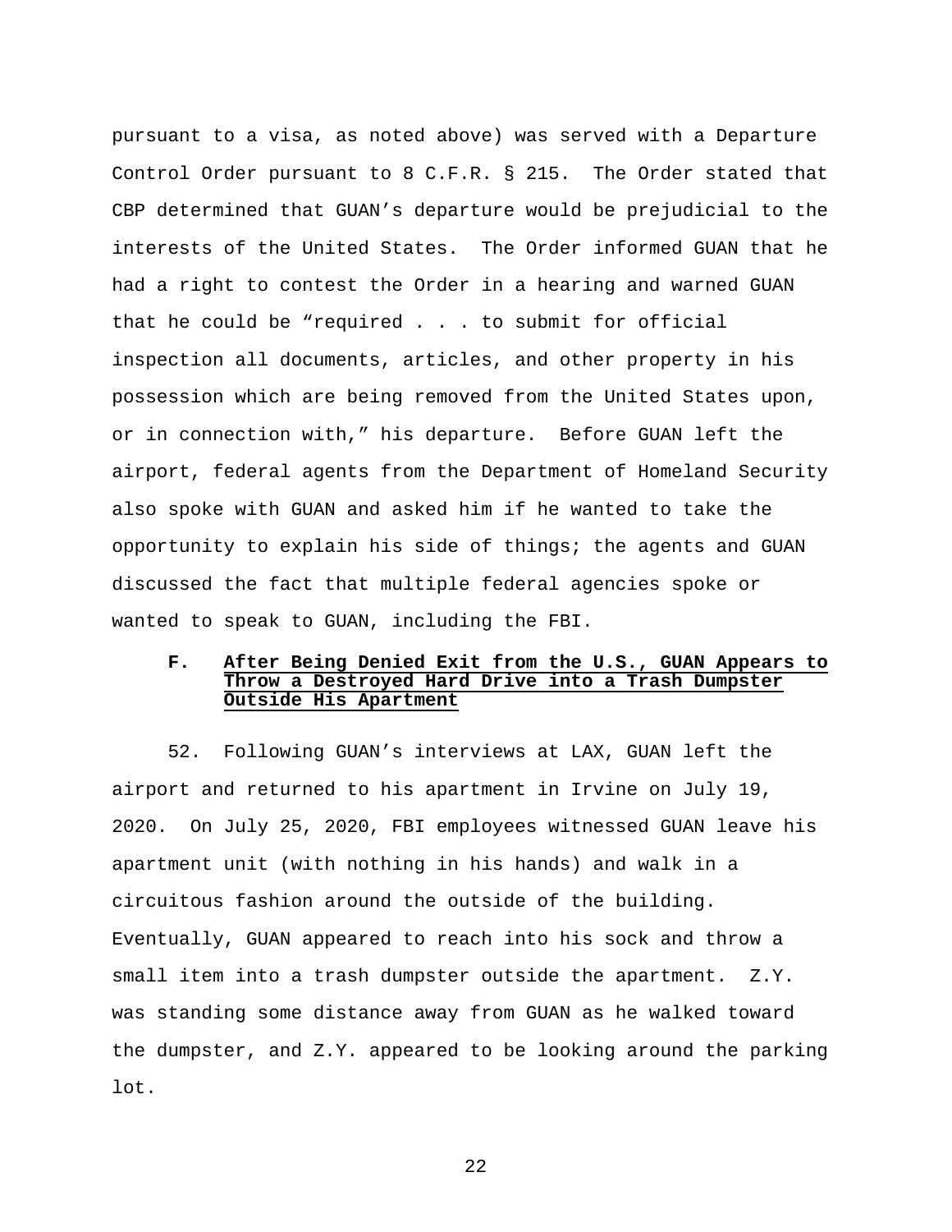pursuant to a visa, as noted above) was served with a Departure Control Order pursuant to 8 C.F.R. § 215. The Order stated that CBP determined that GUAN's departure would be prejudicial to the interests of the United States. The Order informed GUAN that he had a right to contest the Order in a hearing and warned GUAN that he could be "required . . . to submit for official inspection all documents, articles, and other property in his possession which are being removed from the United States upon, or in connection with," his departure. Before GUAN left the airport, federal agents from the Department of Homeland Security also spoke with GUAN and asked him if he wanted to take the opportunity to explain his side of things; the agents and GUAN discussed the fact that multiple federal agencies spoke or wanted to speak to GUAN, including the FBI.

### F. After Being Denied Exit from the U.S., GUAN Appears to Throw a Destroyed Hard Drive into a Trash Dumpster Outside His Apartment

52. Following GUAN's interviews at LAX, GUAN left the airport and returned to his apartment in Irvine on July 19, 2020. On July 25, 2020, FBI employees witnessed GUAN leave his apartment unit (with nothing in his hands) and walk in a circuitous fashion around the outside of the building. Eventually, GUAN appeared to reach into his sock and throw a small item into a trash dumpster outside the apartment. Z.Y. was standing some distance away from GUAN as he walked toward the dumpster, and Z.Y. appeared to be looking around the parking lot.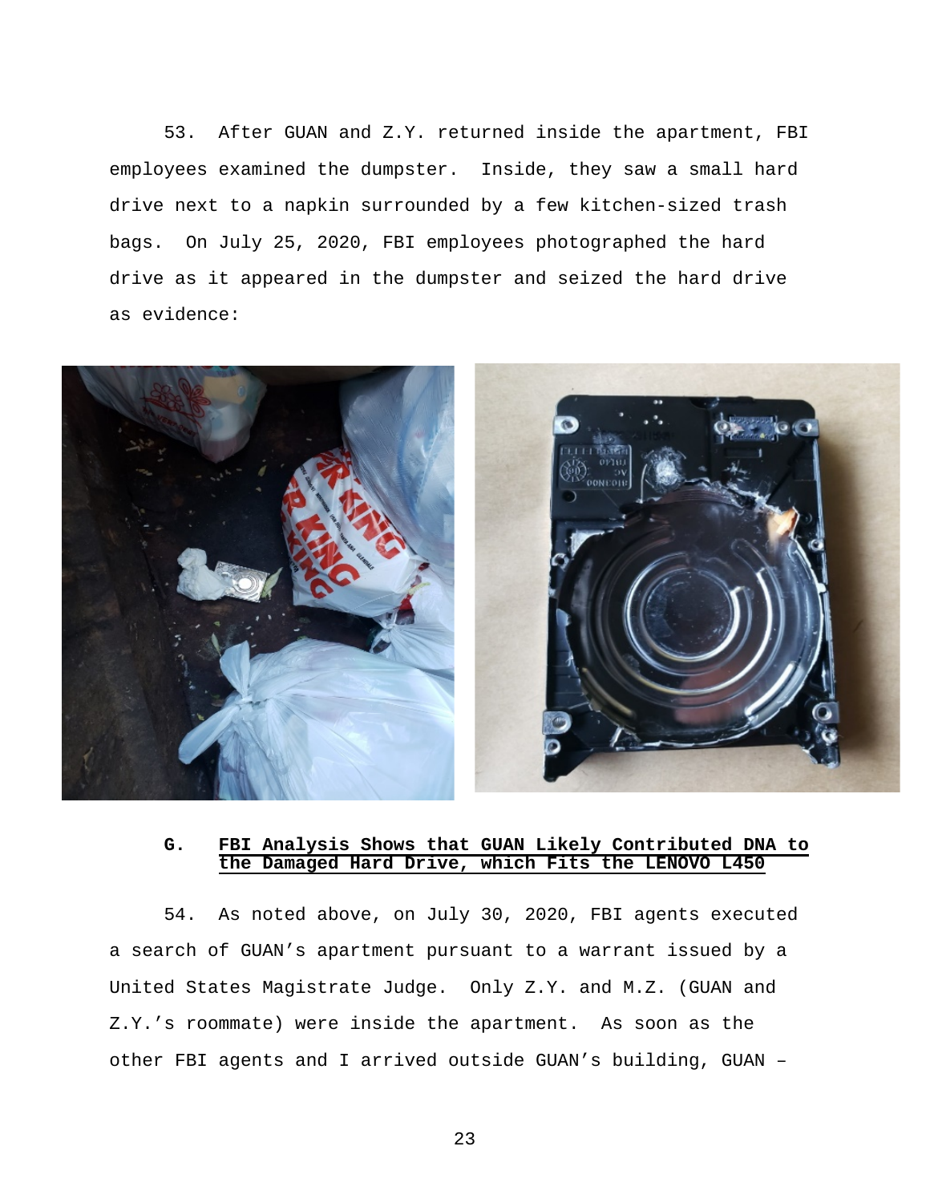53. After GUAN and Z.Y. returned inside the apartment, FBI employees examined the dumpster. Inside, they saw a small hard drive next to a napkin surrounded by a few kitchen-sized trash bags. On July 25, 2020, FBI employees photographed the hard drive as it appeared in the dumpster and seized the hard drive as evidence:

### G. <u>FBI Analysis Shows that GUAN Likely Contributed DNA to the Damaged Hard Drive, which Fits the LENOVO L450</u>

54. As noted above, on July 30, 2020, FBI agents executed a search of GUAN's apartment pursuant to a warrant issued by a United States Magistrate Judge. Only Z.Y. and M.Z. (GUAN and Z.Y.'s roommate) were inside the apartment. As soon as the other FBI agents and I arrived outside GUAN's building, GUAN –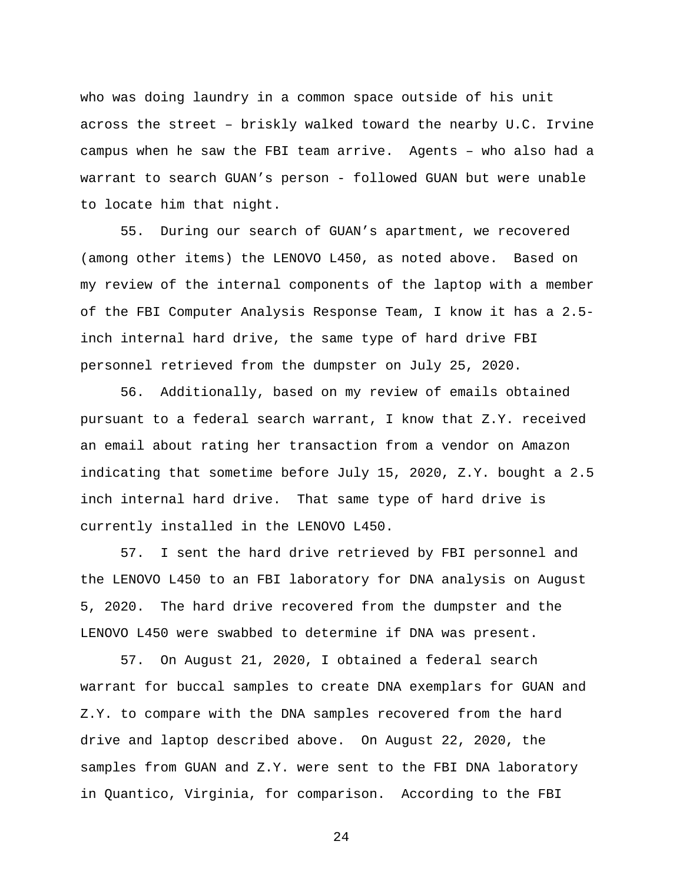who was doing laundry in a common space outside of his unit across the street – briskly walked toward the nearby U.C. Irvine campus when he saw the FBI team arrive. Agents – who also had a warrant to search GUAN's person - followed GUAN but were unable to locate him that night.

55. During our search of GUAN's apartment, we recovered (among other items) the LENOVO L450, as noted above. Based on my review of the internal components of the laptop with a member of the FBI Computer Analysis Response Team, I know it has a 2.5-inch internal hard drive, the same type of hard drive FBI personnel retrieved from the dumpster on July 25, 2020.

56. Additionally, based on my review of emails obtained pursuant to a federal search warrant, I know that Z.Y. received an email about rating her transaction from a vendor on Amazon indicating that sometime before July 15, 2020, Z.Y. bought a 2.5 inch internal hard drive. That same type of hard drive is currently installed in the LENOVO L450.

57. I sent the hard drive retrieved by FBI personnel and the LENOVO L450 to an FBI laboratory for DNA analysis on August 5, 2020. The hard drive recovered from the dumpster and the LENOVO L450 were swabbed to determine if DNA was present.

57. On August 21, 2020, I obtained a federal search warrant for buccal samples to create DNA exemplars for GUAN and Z.Y. to compare with the DNA samples recovered from the hard drive and laptop described above. On August 22, 2020, the samples from GUAN and Z.Y. were sent to the FBI DNA laboratory in Quantico, Virginia, for comparison. According to the FBI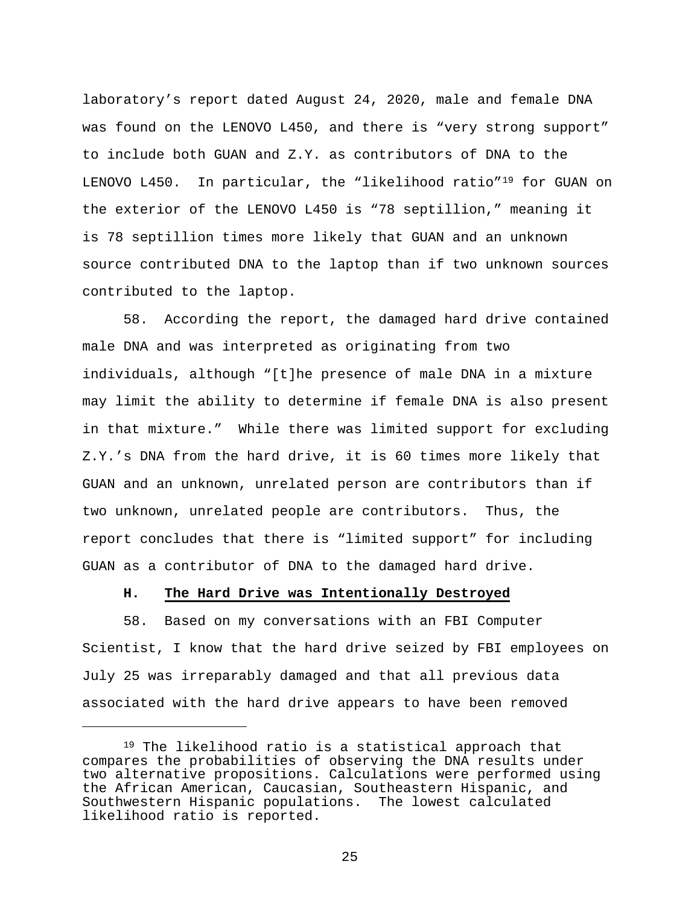laboratory's report dated August 24, 2020, male and female DNA was found on the LENOVO L450, and there is "very strong support" to include both GUAN and Z.Y. as contributors of DNA to the LENOVO L450. In particular, the "likelihood ratio"[19] for GUAN on the exterior of the LENOVO L450 is "78 septillion," meaning it is 78 septillion times more likely that GUAN and an unknown source contributed DNA to the laptop than if two unknown sources contributed to the laptop.

58. According the report, the damaged hard drive contained male DNA and was interpreted as originating from two individuals, although "[t]he presence of male DNA in a mixture may limit the ability to determine if female DNA is also present in that mixture." While there was limited support for excluding Z.Y.'s DNA from the hard drive, it is 60 times more likely that GUAN and an unknown, unrelated person are contributors than if two unknown, unrelated people are contributors. Thus, the report concludes that there is "limited support" for including GUAN as a contributor of DNA to the damaged hard drive.

### H. <u>The Hard Drive was Intentionally Destroyed</u>

58. Based on my conversations with an FBI Computer Scientist, I know that the hard drive seized by FBI employees on July 25 was irreparably damaged and that all previous data associated with the hard drive appears to have been removed

---

[19] The likelihood ratio is a statistical approach that compares the probabilities of observing the DNA results under two alternative propositions. Calculations were performed using the African American, Caucasian, Southeastern Hispanic, and Southwestern Hispanic populations. The lowest calculated likelihood ratio is reported.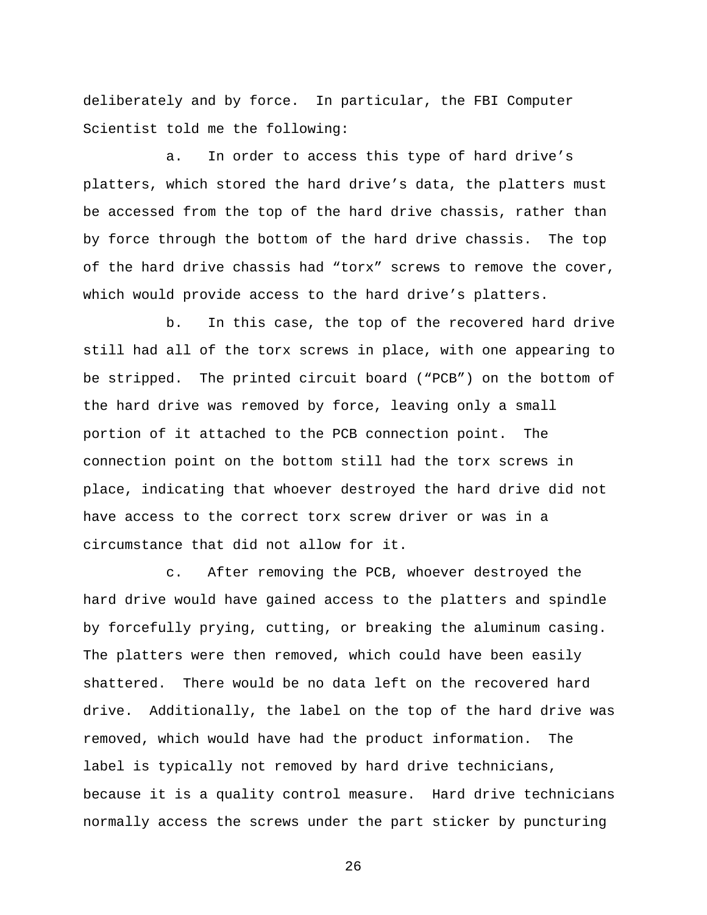deliberately and by force. In particular, the FBI Computer Scientist told me the following:

a. In order to access this type of hard drive's platters, which stored the hard drive's data, the platters must be accessed from the top of the hard drive chassis, rather than by force through the bottom of the hard drive chassis. The top of the hard drive chassis had "torx" screws to remove the cover, which would provide access to the hard drive's platters.

b. In this case, the top of the recovered hard drive still had all of the torx screws in place, with one appearing to be stripped. The printed circuit board ("PCB") on the bottom of the hard drive was removed by force, leaving only a small portion of it attached to the PCB connection point. The connection point on the bottom still had the torx screws in place, indicating that whoever destroyed the hard drive did not have access to the correct torx screw driver or was in a circumstance that did not allow for it.

c. After removing the PCB, whoever destroyed the hard drive would have gained access to the platters and spindle by forcefully prying, cutting, or breaking the aluminum casing. The platters were then removed, which could have been easily shattered. There would be no data left on the recovered hard drive. Additionally, the label on the top of the hard drive was removed, which would have had the product information. The label is typically not removed by hard drive technicians, because it is a quality control measure. Hard drive technicians normally access the screws under the part sticker by puncturing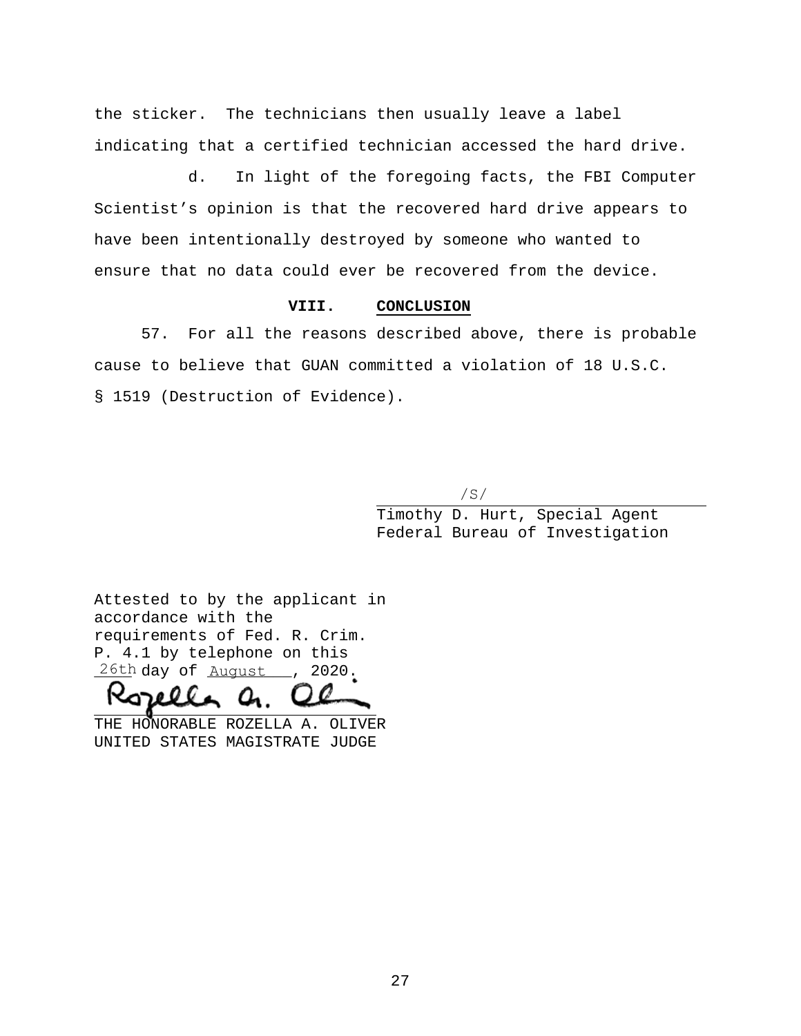the sticker. The technicians then usually leave a label indicating that a certified technician accessed the hard drive.

d. In light of the foregoing facts, the FBI Computer Scientist's opinion is that the recovered hard drive appears to have been intentionally destroyed by someone who wanted to ensure that no data could ever be recovered from the device.

## VIII. CONCLUSION

57. For all the reasons described above, there is probable cause to believe that GUAN committed a violation of 18 U.S.C. § 1519 (Destruction of Evidence).

/S/

Timothy D. Hurt, Special Agent
Federal Bureau of Investigation

Attested to by the applicant in accordance with the requirements of Fed. R. Crim. P. 4.1 by telephone on this 26th day of August, 2020.

Rozella A. Oliver

THE HONORABLE ROZELLA A. OLIVER
UNITED STATES MAGISTRATE JUDGE